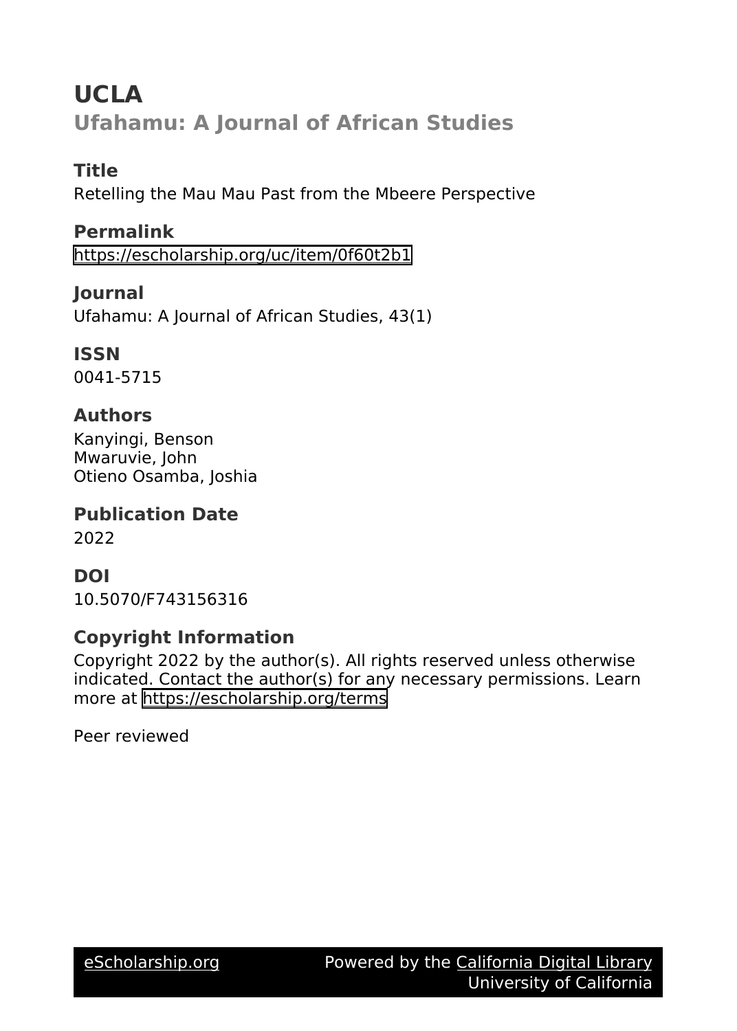# UCLA

## Ufahamu: A Journal of African Studies

### Title
Retelling the Mau Mau Past from the Mbeere Perspective

### Permalink
https://escholarship.org/uc/item/0f60t2b1

### Journal
Ufahamu: A Journal of African Studies, 43(1)

### ISSN
0041-5715

### Authors
Kanyingi, Benson
Mwaruvie, John
Otieno Osamba, Joshia

### Publication Date
2022

### DOI
10.5070/F743156316

### Copyright Information
Copyright 2022 by the author(s). All rights reserved unless otherwise indicated. Contact the author(s) for any necessary permissions. Learn more at https://escholarship.org/terms

Peer reviewed

eScholarship.org Powered by the California Digital Library University of California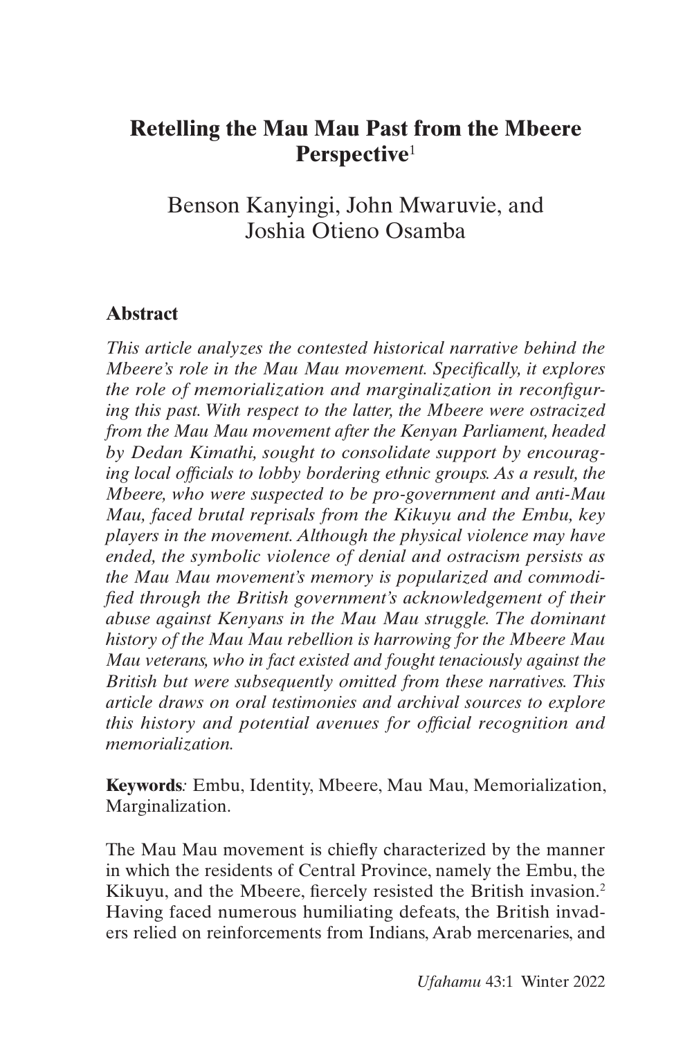# Retelling the Mau Mau Past from the Mbeere Perspective[1]

Benson Kanyingi, John Mwaruvie, and Joshia Otieno Osamba

## Abstract

*This article analyzes the contested historical narrative behind the Mbeere's role in the Mau Mau movement. Specifically, it explores the role of memorialization and marginalization in reconfiguring this past. With respect to the latter, the Mbeere were ostracized from the Mau Mau movement after the Kenyan Parliament, headed by Dedan Kimathi, sought to consolidate support by encouraging local officials to lobby bordering ethnic groups. As a result, the Mbeere, who were suspected to be pro-government and anti-Mau Mau, faced brutal reprisals from the Kikuyu and the Embu, key players in the movement. Although the physical violence may have ended, the symbolic violence of denial and ostracism persists as the Mau Mau movement's memory is popularized and commodified through the British government's acknowledgement of their abuse against Kenyans in the Mau Mau struggle. The dominant history of the Mau Mau rebellion is harrowing for the Mbeere Mau Mau veterans, who in fact existed and fought tenaciously against the British but were subsequently omitted from these narratives. This article draws on oral testimonies and archival sources to explore this history and potential avenues for official recognition and memorialization.*

**Keywords***:* Embu, Identity, Mbeere, Mau Mau, Memorialization, Marginalization.

The Mau Mau movement is chiefly characterized by the manner in which the residents of Central Province, namely the Embu, the Kikuyu, and the Mbeere, fiercely resisted the British invasion.[2] Having faced numerous humiliating defeats, the British invaders relied on reinforcements from Indians, Arab mercenaries, and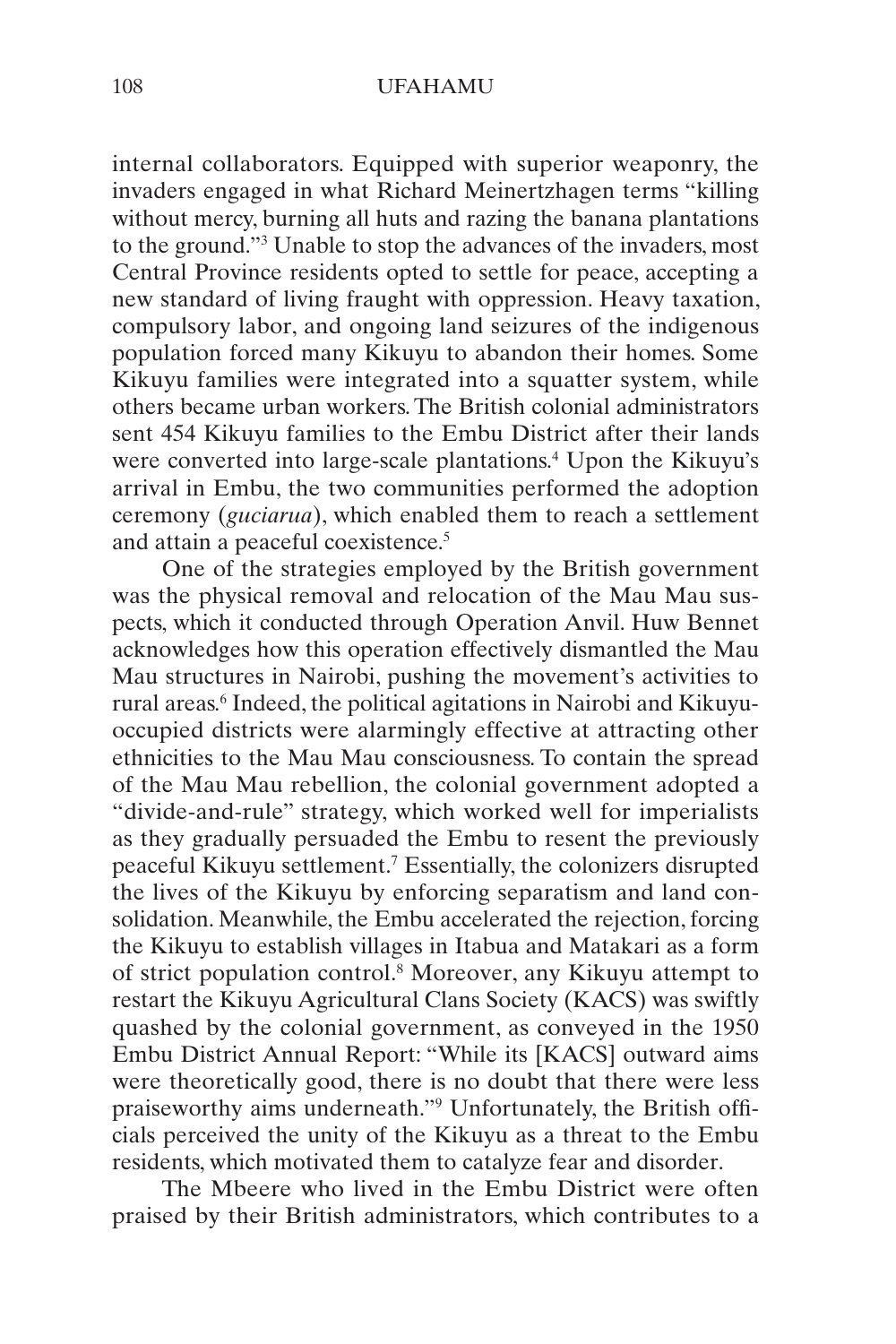internal collaborators. Equipped with superior weaponry, the invaders engaged in what Richard Meinertzhagen terms "killing without mercy, burning all huts and razing the banana plantations to the ground."[3] Unable to stop the advances of the invaders, most Central Province residents opted to settle for peace, accepting a new standard of living fraught with oppression. Heavy taxation, compulsory labor, and ongoing land seizures of the indigenous population forced many Kikuyu to abandon their homes. Some Kikuyu families were integrated into a squatter system, while others became urban workers. The British colonial administrators sent 454 Kikuyu families to the Embu District after their lands were converted into large-scale plantations.[4] Upon the Kikuyu's arrival in Embu, the two communities performed the adoption ceremony (*guciarua*), which enabled them to reach a settlement and attain a peaceful coexistence.[5]

One of the strategies employed by the British government was the physical removal and relocation of the Mau Mau suspects, which it conducted through Operation Anvil. Huw Bennet acknowledges how this operation effectively dismantled the Mau Mau structures in Nairobi, pushing the movement's activities to rural areas.[6] Indeed, the political agitations in Nairobi and Kikuyu-occupied districts were alarmingly effective at attracting other ethnicities to the Mau Mau consciousness. To contain the spread of the Mau Mau rebellion, the colonial government adopted a "divide-and-rule" strategy, which worked well for imperialists as they gradually persuaded the Embu to resent the previously peaceful Kikuyu settlement.[7] Essentially, the colonizers disrupted the lives of the Kikuyu by enforcing separatism and land consolidation. Meanwhile, the Embu accelerated the rejection, forcing the Kikuyu to establish villages in Itabua and Matakari as a form of strict population control.[8] Moreover, any Kikuyu attempt to restart the Kikuyu Agricultural Clans Society (KACS) was swiftly quashed by the colonial government, as conveyed in the 1950 Embu District Annual Report: "While its [KACS] outward aims were theoretically good, there is no doubt that there were less praiseworthy aims underneath."[9] Unfortunately, the British officials perceived the unity of the Kikuyu as a threat to the Embu residents, which motivated them to catalyze fear and disorder.

The Mbeere who lived in the Embu District were often praised by their British administrators, which contributes to a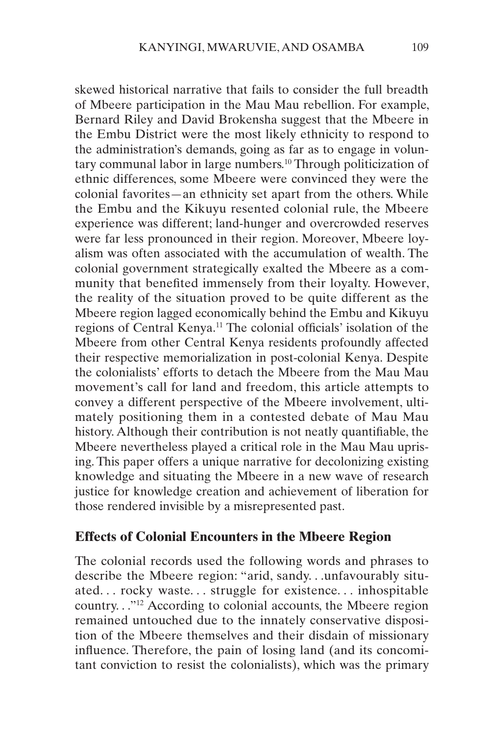skewed historical narrative that fails to consider the full breadth of Mbeere participation in the Mau Mau rebellion. For example, Bernard Riley and David Brokensha suggest that the Mbeere in the Embu District were the most likely ethnicity to respond to the administration's demands, going as far as to engage in voluntary communal labor in large numbers.[10] Through politicization of ethnic differences, some Mbeere were convinced they were the colonial favorites—an ethnicity set apart from the others. While the Embu and the Kikuyu resented colonial rule, the Mbeere experience was different; land-hunger and overcrowded reserves were far less pronounced in their region. Moreover, Mbeere loyalism was often associated with the accumulation of wealth. The colonial government strategically exalted the Mbeere as a community that benefited immensely from their loyalty. However, the reality of the situation proved to be quite different as the Mbeere region lagged economically behind the Embu and Kikuyu regions of Central Kenya.[11] The colonial officials' isolation of the Mbeere from other Central Kenya residents profoundly affected their respective memorialization in post-colonial Kenya. Despite the colonialists' efforts to detach the Mbeere from the Mau Mau movement's call for land and freedom, this article attempts to convey a different perspective of the Mbeere involvement, ultimately positioning them in a contested debate of Mau Mau history. Although their contribution is not neatly quantifiable, the Mbeere nevertheless played a critical role in the Mau Mau uprising. This paper offers a unique narrative for decolonizing existing knowledge and situating the Mbeere in a new wave of research justice for knowledge creation and achievement of liberation for those rendered invisible by a misrepresented past.

## Effects of Colonial Encounters in the Mbeere Region

The colonial records used the following words and phrases to describe the Mbeere region: "arid, sandy. . .unfavourably situated. . . rocky waste. . . struggle for existence. . . inhospitable country. . ."[12] According to colonial accounts, the Mbeere region remained untouched due to the innately conservative disposition of the Mbeere themselves and their disdain of missionary influence. Therefore, the pain of losing land (and its concomitant conviction to resist the colonialists), which was the primary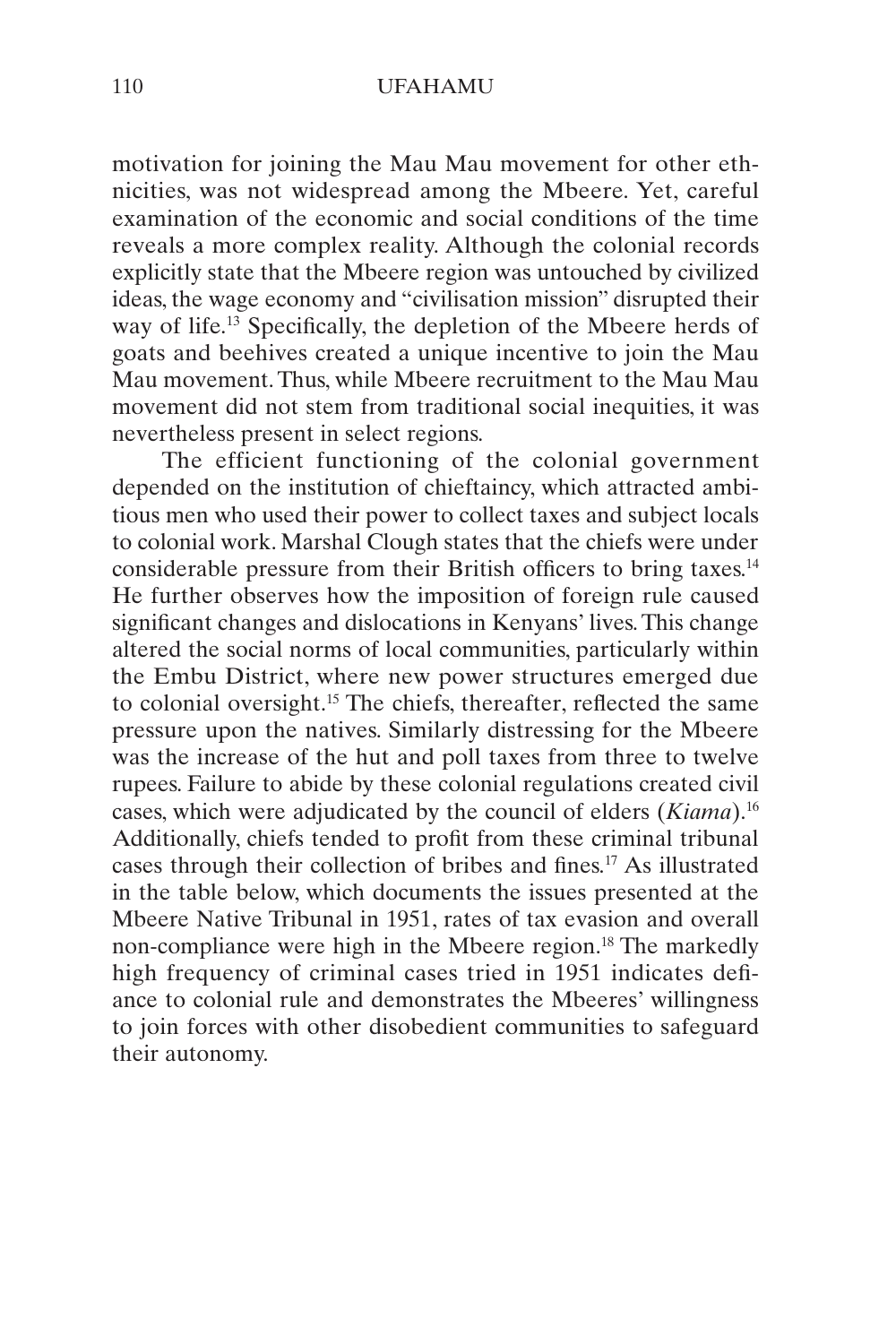motivation for joining the Mau Mau movement for other ethnicities, was not widespread among the Mbeere. Yet, careful examination of the economic and social conditions of the time reveals a more complex reality. Although the colonial records explicitly state that the Mbeere region was untouched by civilized ideas, the wage economy and "civilisation mission" disrupted their way of life.[13] Specifically, the depletion of the Mbeere herds of goats and beehives created a unique incentive to join the Mau Mau movement. Thus, while Mbeere recruitment to the Mau Mau movement did not stem from traditional social inequities, it was nevertheless present in select regions.

The efficient functioning of the colonial government depended on the institution of chieftaincy, which attracted ambitious men who used their power to collect taxes and subject locals to colonial work. Marshal Clough states that the chiefs were under considerable pressure from their British officers to bring taxes.[14] He further observes how the imposition of foreign rule caused significant changes and dislocations in Kenyans' lives. This change altered the social norms of local communities, particularly within the Embu District, where new power structures emerged due to colonial oversight.[15] The chiefs, thereafter, reflected the same pressure upon the natives. Similarly distressing for the Mbeere was the increase of the hut and poll taxes from three to twelve rupees. Failure to abide by these colonial regulations created civil cases, which were adjudicated by the council of elders (*Kiama*).[16] Additionally, chiefs tended to profit from these criminal tribunal cases through their collection of bribes and fines.[17] As illustrated in the table below, which documents the issues presented at the Mbeere Native Tribunal in 1951, rates of tax evasion and overall non-compliance were high in the Mbeere region.[18] The markedly high frequency of criminal cases tried in 1951 indicates defiance to colonial rule and demonstrates the Mbeeres' willingness to join forces with other disobedient communities to safeguard their autonomy.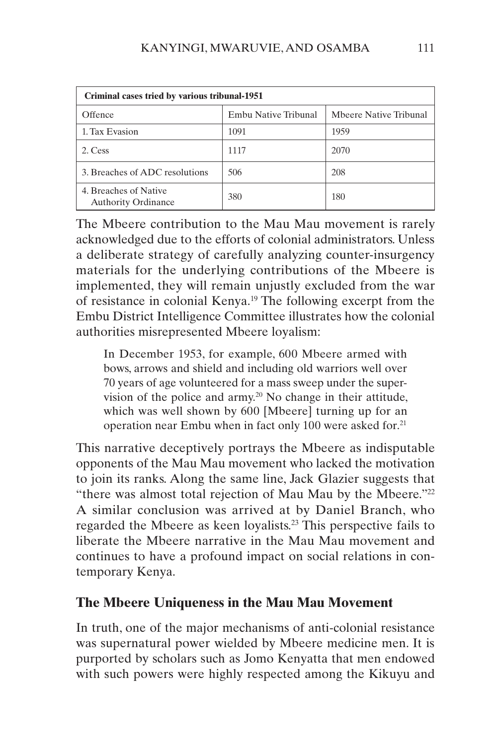| Criminal cases tried by various tribunal-1951 | | |
|---|---|---|
| Offence | Embu Native Tribunal | Mbeere Native Tribunal |
| 1. Tax Evasion | 1091 | 1959 |
| 2. Cess | 1117 | 2070 |
| 3. Breaches of ADC resolutions | 506 | 208 |
| 4. Breaches of Native Authority Ordinance | 380 | 180 |

The Mbeere contribution to the Mau Mau movement is rarely acknowledged due to the efforts of colonial administrators. Unless a deliberate strategy of carefully analyzing counter-insurgency materials for the underlying contributions of the Mbeere is implemented, they will remain unjustly excluded from the war of resistance in colonial Kenya.[19] The following excerpt from the Embu District Intelligence Committee illustrates how the colonial authorities misrepresented Mbeere loyalism:

> In December 1953, for example, 600 Mbeere armed with bows, arrows and shield and including old warriors well over 70 years of age volunteered for a mass sweep under the supervision of the police and army.[20] No change in their attitude, which was well shown by 600 [Mbeere] turning up for an operation near Embu when in fact only 100 were asked for.[21]

This narrative deceptively portrays the Mbeere as indisputable opponents of the Mau Mau movement who lacked the motivation to join its ranks. Along the same line, Jack Glazier suggests that "there was almost total rejection of Mau Mau by the Mbeere."[22] A similar conclusion was arrived at by Daniel Branch, who regarded the Mbeere as keen loyalists.[23] This perspective fails to liberate the Mbeere narrative in the Mau Mau movement and continues to have a profound impact on social relations in contemporary Kenya.

## The Mbeere Uniqueness in the Mau Mau Movement

In truth, one of the major mechanisms of anti-colonial resistance was supernatural power wielded by Mbeere medicine men. It is purported by scholars such as Jomo Kenyatta that men endowed with such powers were highly respected among the Kikuyu and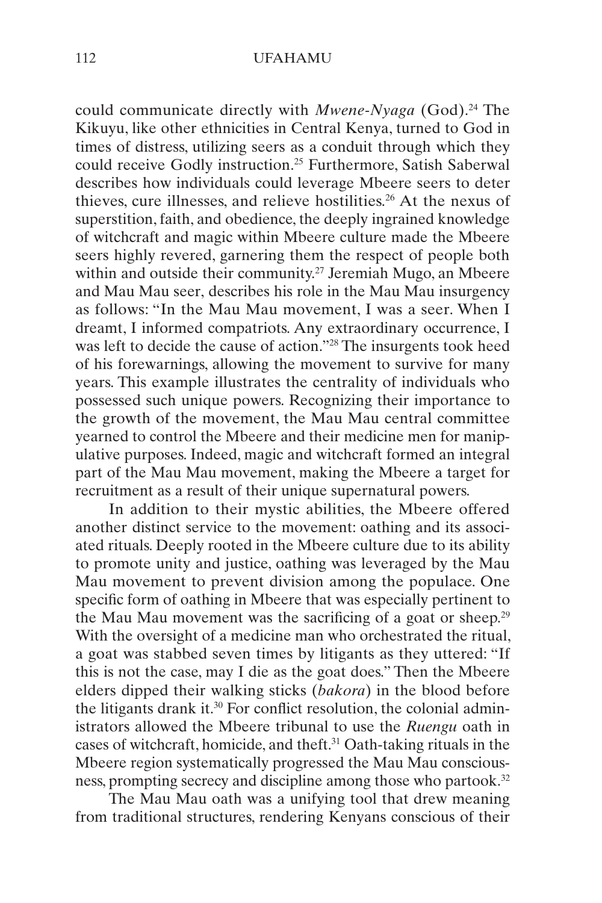could communicate directly with *Mwene-Nyaga* (God).[24] The Kikuyu, like other ethnicities in Central Kenya, turned to God in times of distress, utilizing seers as a conduit through which they could receive Godly instruction.[25] Furthermore, Satish Saberwal describes how individuals could leverage Mbeere seers to deter thieves, cure illnesses, and relieve hostilities.[26] At the nexus of superstition, faith, and obedience, the deeply ingrained knowledge of witchcraft and magic within Mbeere culture made the Mbeere seers highly revered, garnering them the respect of people both within and outside their community.[27] Jeremiah Mugo, an Mbeere and Mau Mau seer, describes his role in the Mau Mau insurgency as follows: "In the Mau Mau movement, I was a seer. When I dreamt, I informed compatriots. Any extraordinary occurrence, I was left to decide the cause of action."[28] The insurgents took heed of his forewarnings, allowing the movement to survive for many years. This example illustrates the centrality of individuals who possessed such unique powers. Recognizing their importance to the growth of the movement, the Mau Mau central committee yearned to control the Mbeere and their medicine men for manipulative purposes. Indeed, magic and witchcraft formed an integral part of the Mau Mau movement, making the Mbeere a target for recruitment as a result of their unique supernatural powers.

In addition to their mystic abilities, the Mbeere offered another distinct service to the movement: oathing and its associated rituals. Deeply rooted in the Mbeere culture due to its ability to promote unity and justice, oathing was leveraged by the Mau Mau movement to prevent division among the populace. One specific form of oathing in Mbeere that was especially pertinent to the Mau Mau movement was the sacrificing of a goat or sheep.[29] With the oversight of a medicine man who orchestrated the ritual, a goat was stabbed seven times by litigants as they uttered: "If this is not the case, may I die as the goat does." Then the Mbeere elders dipped their walking sticks (*bakora*) in the blood before the litigants drank it.[30] For conflict resolution, the colonial administrators allowed the Mbeere tribunal to use the *Ruengu* oath in cases of witchcraft, homicide, and theft.[31] Oath-taking rituals in the Mbeere region systematically progressed the Mau Mau consciousness, prompting secrecy and discipline among those who partook.[32]

The Mau Mau oath was a unifying tool that drew meaning from traditional structures, rendering Kenyans conscious of their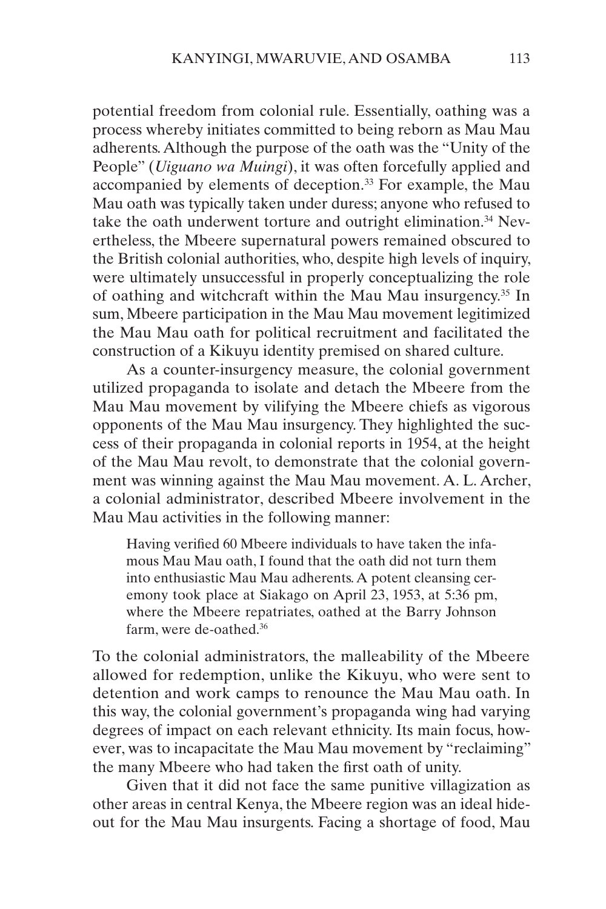potential freedom from colonial rule. Essentially, oathing was a process whereby initiates committed to being reborn as Mau Mau adherents. Although the purpose of the oath was the "Unity of the People" (*Uiguano wa Muingi*), it was often forcefully applied and accompanied by elements of deception.[33] For example, the Mau Mau oath was typically taken under duress; anyone who refused to take the oath underwent torture and outright elimination.[34] Nevertheless, the Mbeere supernatural powers remained obscured to the British colonial authorities, who, despite high levels of inquiry, were ultimately unsuccessful in properly conceptualizing the role of oathing and witchcraft within the Mau Mau insurgency.[35] In sum, Mbeere participation in the Mau Mau movement legitimized the Mau Mau oath for political recruitment and facilitated the construction of a Kikuyu identity premised on shared culture.

As a counter-insurgency measure, the colonial government utilized propaganda to isolate and detach the Mbeere from the Mau Mau movement by vilifying the Mbeere chiefs as vigorous opponents of the Mau Mau insurgency. They highlighted the success of their propaganda in colonial reports in 1954, at the height of the Mau Mau revolt, to demonstrate that the colonial government was winning against the Mau Mau movement. A. L. Archer, a colonial administrator, described Mbeere involvement in the Mau Mau activities in the following manner:

> Having verified 60 Mbeere individuals to have taken the infamous Mau Mau oath, I found that the oath did not turn them into enthusiastic Mau Mau adherents. A potent cleansing ceremony took place at Siakago on April 23, 1953, at 5:36 pm, where the Mbeere repatriates, oathed at the Barry Johnson farm, were de-oathed.[36]

To the colonial administrators, the malleability of the Mbeere allowed for redemption, unlike the Kikuyu, who were sent to detention and work camps to renounce the Mau Mau oath. In this way, the colonial government's propaganda wing had varying degrees of impact on each relevant ethnicity. Its main focus, however, was to incapacitate the Mau Mau movement by "reclaiming" the many Mbeere who had taken the first oath of unity.

Given that it did not face the same punitive villagization as other areas in central Kenya, the Mbeere region was an ideal hideout for the Mau Mau insurgents. Facing a shortage of food, Mau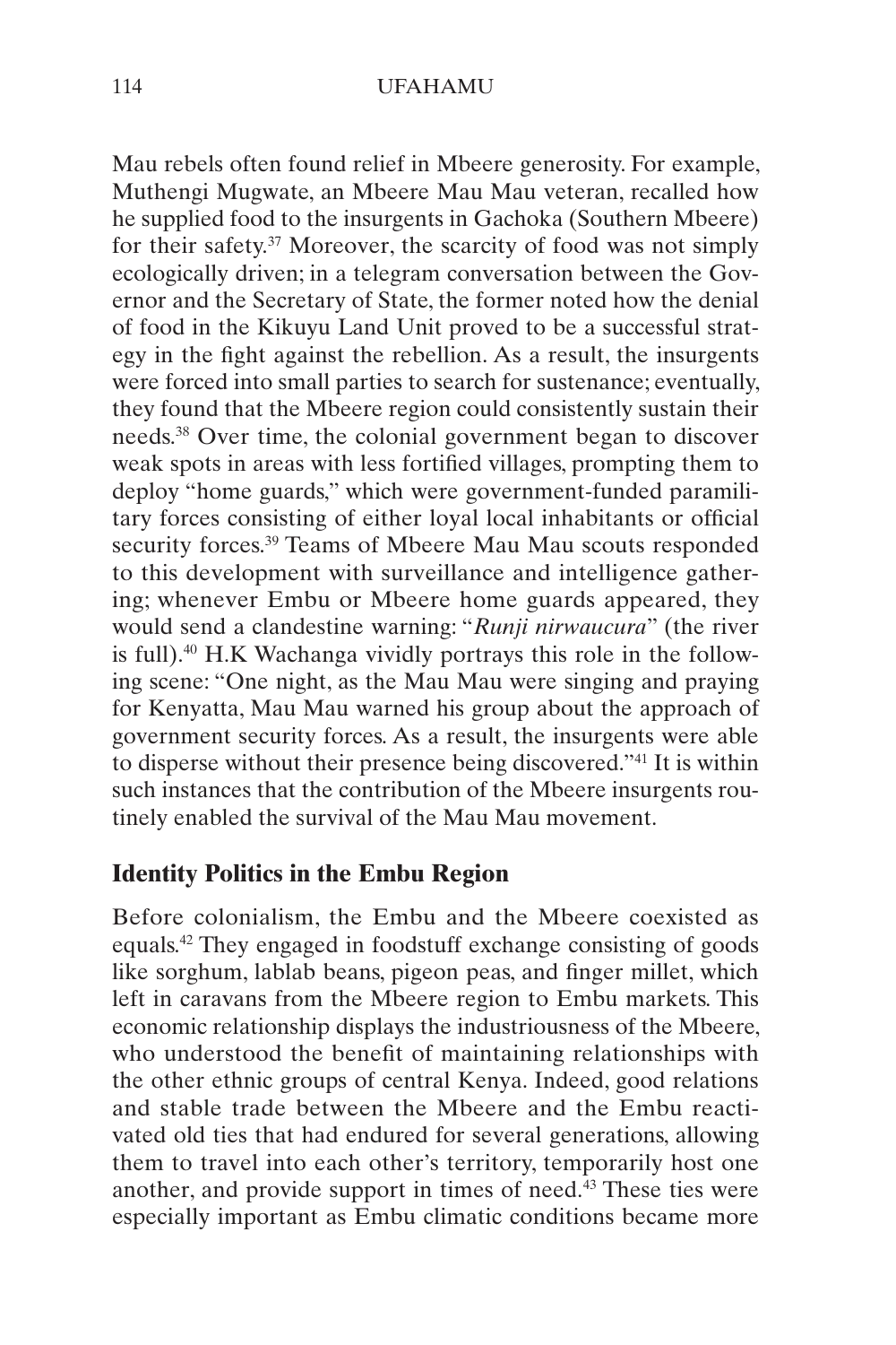Mau rebels often found relief in Mbeere generosity. For example, Muthengi Mugwate, an Mbeere Mau Mau veteran, recalled how he supplied food to the insurgents in Gachoka (Southern Mbeere) for their safety.[37] Moreover, the scarcity of food was not simply ecologically driven; in a telegram conversation between the Governor and the Secretary of State, the former noted how the denial of food in the Kikuyu Land Unit proved to be a successful strategy in the fight against the rebellion. As a result, the insurgents were forced into small parties to search for sustenance; eventually, they found that the Mbeere region could consistently sustain their needs.[38] Over time, the colonial government began to discover weak spots in areas with less fortified villages, prompting them to deploy "home guards," which were government-funded paramilitary forces consisting of either loyal local inhabitants or official security forces.[39] Teams of Mbeere Mau Mau scouts responded to this development with surveillance and intelligence gathering; whenever Embu or Mbeere home guards appeared, they would send a clandestine warning: "*Runji nirwaucura*" (the river is full).[40] H.K Wachanga vividly portrays this role in the following scene: "One night, as the Mau Mau were singing and praying for Kenyatta, Mau Mau warned his group about the approach of government security forces. As a result, the insurgents were able to disperse without their presence being discovered."[41] It is within such instances that the contribution of the Mbeere insurgents routinely enabled the survival of the Mau Mau movement.

## Identity Politics in the Embu Region

Before colonialism, the Embu and the Mbeere coexisted as equals.[42] They engaged in foodstuff exchange consisting of goods like sorghum, lablab beans, pigeon peas, and finger millet, which left in caravans from the Mbeere region to Embu markets. This economic relationship displays the industriousness of the Mbeere, who understood the benefit of maintaining relationships with the other ethnic groups of central Kenya. Indeed, good relations and stable trade between the Mbeere and the Embu reactivated old ties that had endured for several generations, allowing them to travel into each other's territory, temporarily host one another, and provide support in times of need.[43] These ties were especially important as Embu climatic conditions became more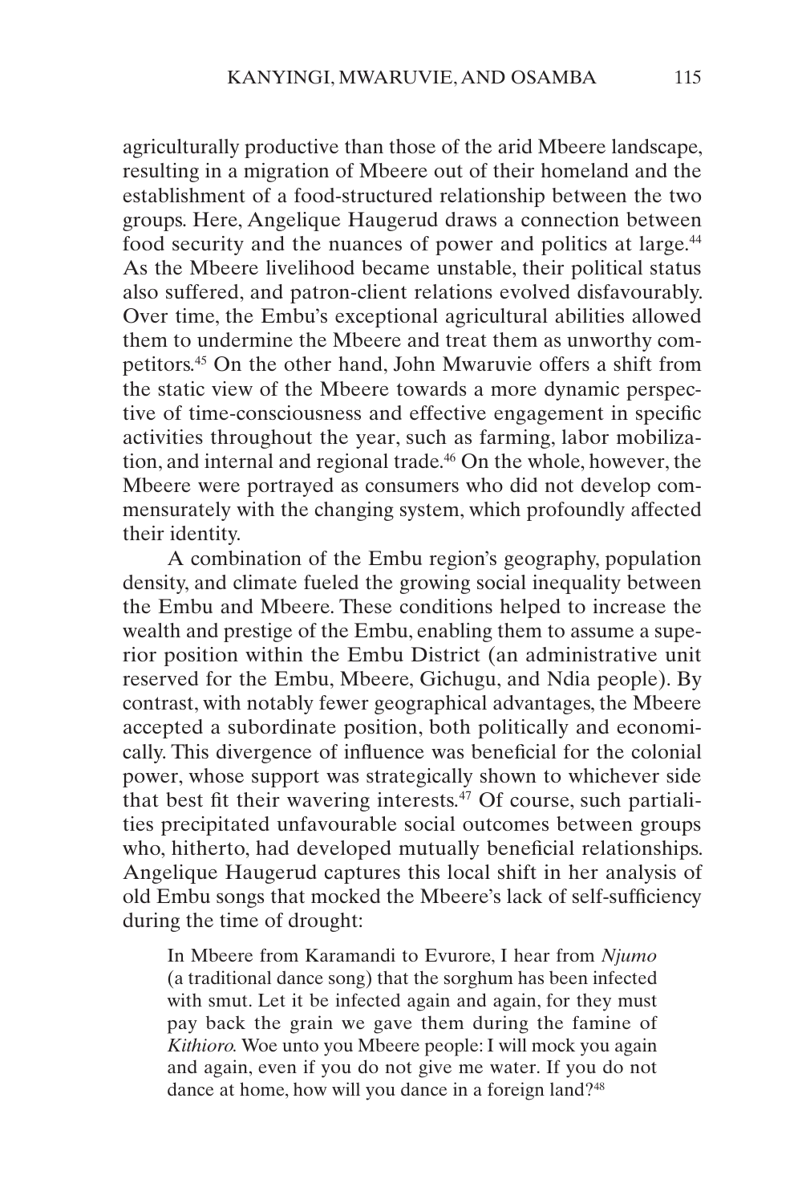agriculturally productive than those of the arid Mbeere landscape, resulting in a migration of Mbeere out of their homeland and the establishment of a food-structured relationship between the two groups. Here, Angelique Haugerud draws a connection between food security and the nuances of power and politics at large.[44] As the Mbeere livelihood became unstable, their political status also suffered, and patron-client relations evolved disfavourably. Over time, the Embu's exceptional agricultural abilities allowed them to undermine the Mbeere and treat them as unworthy competitors.[45] On the other hand, John Mwaruvie offers a shift from the static view of the Mbeere towards a more dynamic perspective of time-consciousness and effective engagement in specific activities throughout the year, such as farming, labor mobilization, and internal and regional trade.[46] On the whole, however, the Mbeere were portrayed as consumers who did not develop commensurately with the changing system, which profoundly affected their identity.

A combination of the Embu region's geography, population density, and climate fueled the growing social inequality between the Embu and Mbeere. These conditions helped to increase the wealth and prestige of the Embu, enabling them to assume a superior position within the Embu District (an administrative unit reserved for the Embu, Mbeere, Gichugu, and Ndia people). By contrast, with notably fewer geographical advantages, the Mbeere accepted a subordinate position, both politically and economically. This divergence of influence was beneficial for the colonial power, whose support was strategically shown to whichever side that best fit their wavering interests.[47] Of course, such partialities precipitated unfavourable social outcomes between groups who, hitherto, had developed mutually beneficial relationships. Angelique Haugerud captures this local shift in her analysis of old Embu songs that mocked the Mbeere's lack of self-sufficiency during the time of drought:

> In Mbeere from Karamandi to Evurore, I hear from *Njumo* (a traditional dance song) that the sorghum has been infected with smut. Let it be infected again and again, for they must pay back the grain we gave them during the famine of *Kithioro*. Woe unto you Mbeere people: I will mock you again and again, even if you do not give me water. If you do not dance at home, how will you dance in a foreign land?[48]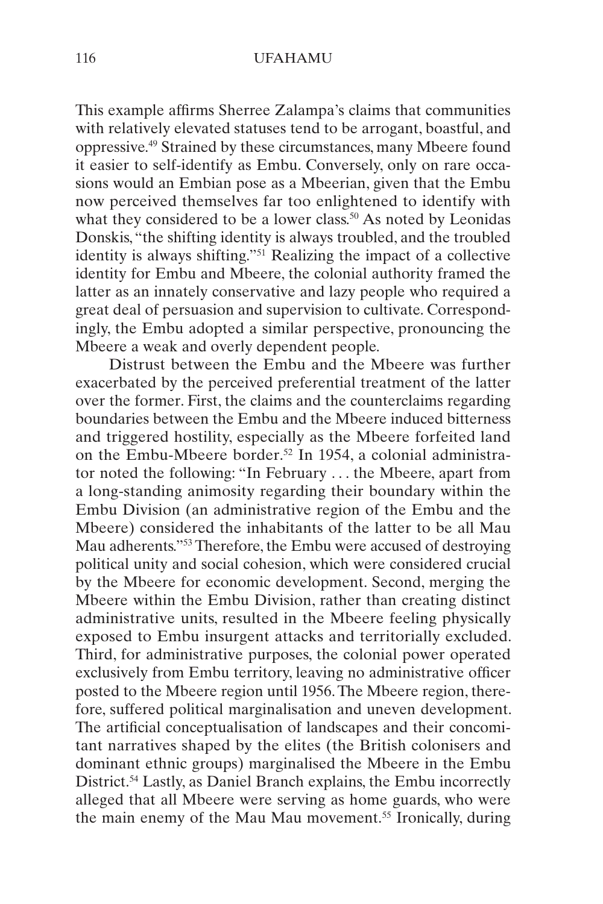This example affirms Sherree Zalampa's claims that communities with relatively elevated statuses tend to be arrogant, boastful, and oppressive.[49] Strained by these circumstances, many Mbeere found it easier to self-identify as Embu. Conversely, only on rare occasions would an Embian pose as a Mbeerian, given that the Embu now perceived themselves far too enlightened to identify with what they considered to be a lower class.[50] As noted by Leonidas Donskis, "the shifting identity is always troubled, and the troubled identity is always shifting."[51] Realizing the impact of a collective identity for Embu and Mbeere, the colonial authority framed the latter as an innately conservative and lazy people who required a great deal of persuasion and supervision to cultivate. Correspondingly, the Embu adopted a similar perspective, pronouncing the Mbeere a weak and overly dependent people.

Distrust between the Embu and the Mbeere was further exacerbated by the perceived preferential treatment of the latter over the former. First, the claims and the counterclaims regarding boundaries between the Embu and the Mbeere induced bitterness and triggered hostility, especially as the Mbeere forfeited land on the Embu-Mbeere border.[52] In 1954, a colonial administrator noted the following: "In February . . . the Mbeere, apart from a long-standing animosity regarding their boundary within the Embu Division (an administrative region of the Embu and the Mbeere) considered the inhabitants of the latter to be all Mau Mau adherents."[53] Therefore, the Embu were accused of destroying political unity and social cohesion, which were considered crucial by the Mbeere for economic development. Second, merging the Mbeere within the Embu Division, rather than creating distinct administrative units, resulted in the Mbeere feeling physically exposed to Embu insurgent attacks and territorially excluded. Third, for administrative purposes, the colonial power operated exclusively from Embu territory, leaving no administrative officer posted to the Mbeere region until 1956. The Mbeere region, therefore, suffered political marginalisation and uneven development. The artificial conceptualisation of landscapes and their concomitant narratives shaped by the elites (the British colonisers and dominant ethnic groups) marginalised the Mbeere in the Embu District.[54] Lastly, as Daniel Branch explains, the Embu incorrectly alleged that all Mbeere were serving as home guards, who were the main enemy of the Mau Mau movement.[55] Ironically, during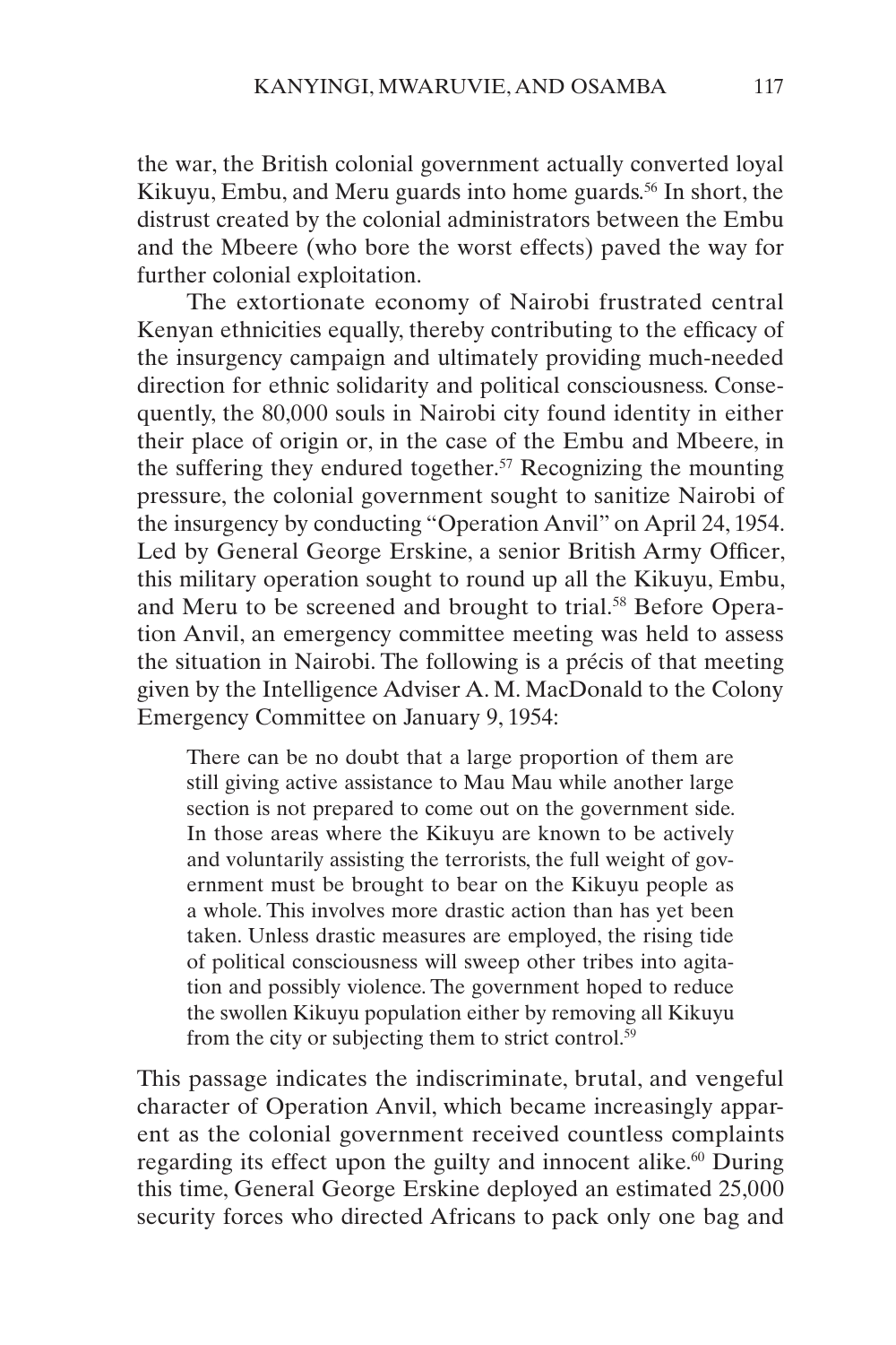the war, the British colonial government actually converted loyal Kikuyu, Embu, and Meru guards into home guards.[56] In short, the distrust created by the colonial administrators between the Embu and the Mbeere (who bore the worst effects) paved the way for further colonial exploitation.

The extortionate economy of Nairobi frustrated central Kenyan ethnicities equally, thereby contributing to the efficacy of the insurgency campaign and ultimately providing much-needed direction for ethnic solidarity and political consciousness. Consequently, the 80,000 souls in Nairobi city found identity in either their place of origin or, in the case of the Embu and Mbeere, in the suffering they endured together.[57] Recognizing the mounting pressure, the colonial government sought to sanitize Nairobi of the insurgency by conducting "Operation Anvil" on April 24, 1954. Led by General George Erskine, a senior British Army Officer, this military operation sought to round up all the Kikuyu, Embu, and Meru to be screened and brought to trial.[58] Before Operation Anvil, an emergency committee meeting was held to assess the situation in Nairobi. The following is a précis of that meeting given by the Intelligence Adviser A. M. MacDonald to the Colony Emergency Committee on January 9, 1954:

> There can be no doubt that a large proportion of them are still giving active assistance to Mau Mau while another large section is not prepared to come out on the government side. In those areas where the Kikuyu are known to be actively and voluntarily assisting the terrorists, the full weight of government must be brought to bear on the Kikuyu people as a whole. This involves more drastic action than has yet been taken. Unless drastic measures are employed, the rising tide of political consciousness will sweep other tribes into agitation and possibly violence. The government hoped to reduce the swollen Kikuyu population either by removing all Kikuyu from the city or subjecting them to strict control.[59]

This passage indicates the indiscriminate, brutal, and vengeful character of Operation Anvil, which became increasingly apparent as the colonial government received countless complaints regarding its effect upon the guilty and innocent alike.[60] During this time, General George Erskine deployed an estimated 25,000 security forces who directed Africans to pack only one bag and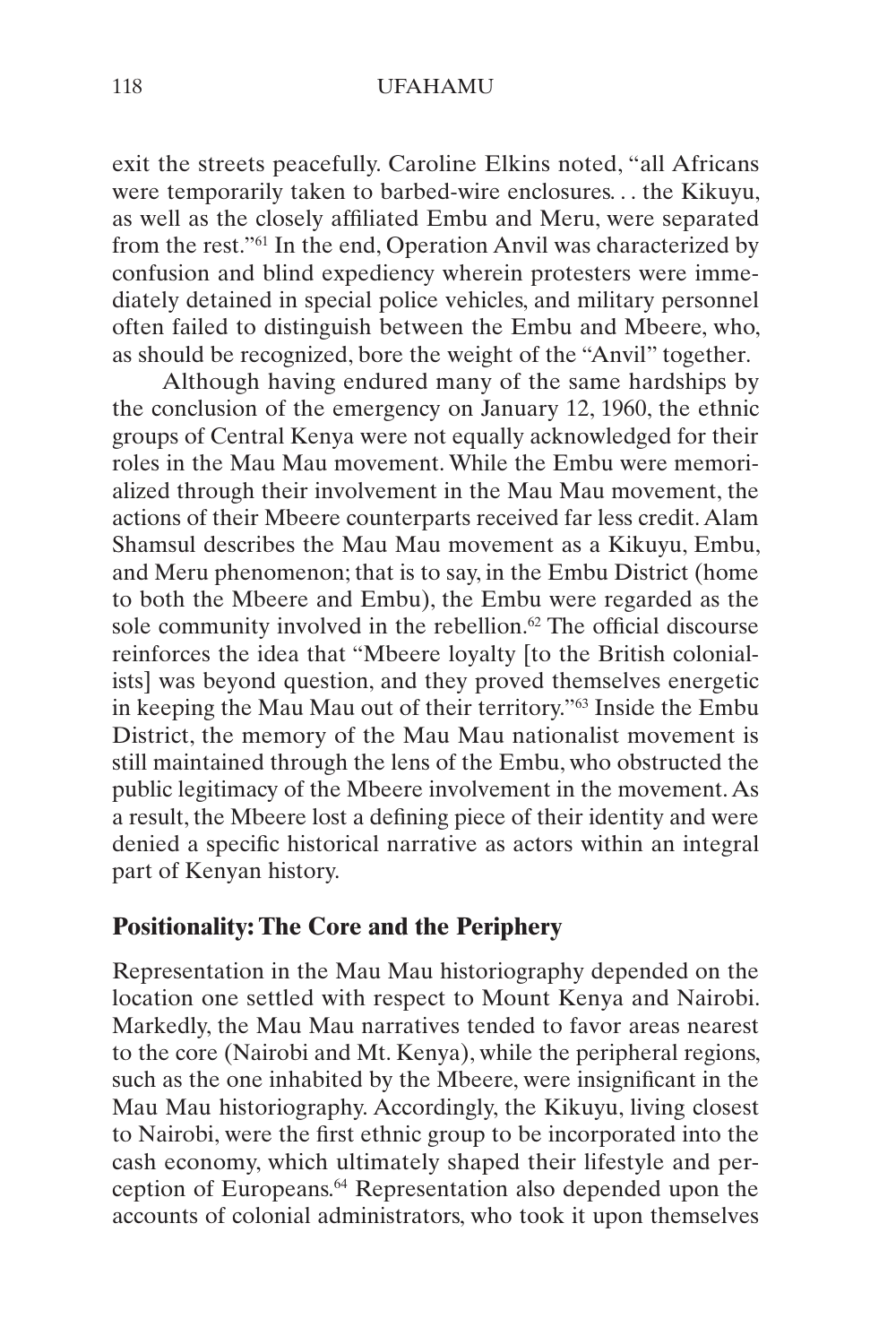exit the streets peacefully. Caroline Elkins noted, "all Africans were temporarily taken to barbed-wire enclosures. . . the Kikuyu, as well as the closely affiliated Embu and Meru, were separated from the rest."[61] In the end, Operation Anvil was characterized by confusion and blind expediency wherein protesters were immediately detained in special police vehicles, and military personnel often failed to distinguish between the Embu and Mbeere, who, as should be recognized, bore the weight of the "Anvil" together.

Although having endured many of the same hardships by the conclusion of the emergency on January 12, 1960, the ethnic groups of Central Kenya were not equally acknowledged for their roles in the Mau Mau movement. While the Embu were memorialized through their involvement in the Mau Mau movement, the actions of their Mbeere counterparts received far less credit. Alam Shamsul describes the Mau Mau movement as a Kikuyu, Embu, and Meru phenomenon; that is to say, in the Embu District (home to both the Mbeere and Embu), the Embu were regarded as the sole community involved in the rebellion.[62] The official discourse reinforces the idea that "Mbeere loyalty [to the British colonialists] was beyond question, and they proved themselves energetic in keeping the Mau Mau out of their territory."[63] Inside the Embu District, the memory of the Mau Mau nationalist movement is still maintained through the lens of the Embu, who obstructed the public legitimacy of the Mbeere involvement in the movement. As a result, the Mbeere lost a defining piece of their identity and were denied a specific historical narrative as actors within an integral part of Kenyan history.

## Positionality: The Core and the Periphery

Representation in the Mau Mau historiography depended on the location one settled with respect to Mount Kenya and Nairobi. Markedly, the Mau Mau narratives tended to favor areas nearest to the core (Nairobi and Mt. Kenya), while the peripheral regions, such as the one inhabited by the Mbeere, were insignificant in the Mau Mau historiography. Accordingly, the Kikuyu, living closest to Nairobi, were the first ethnic group to be incorporated into the cash economy, which ultimately shaped their lifestyle and perception of Europeans.[64] Representation also depended upon the accounts of colonial administrators, who took it upon themselves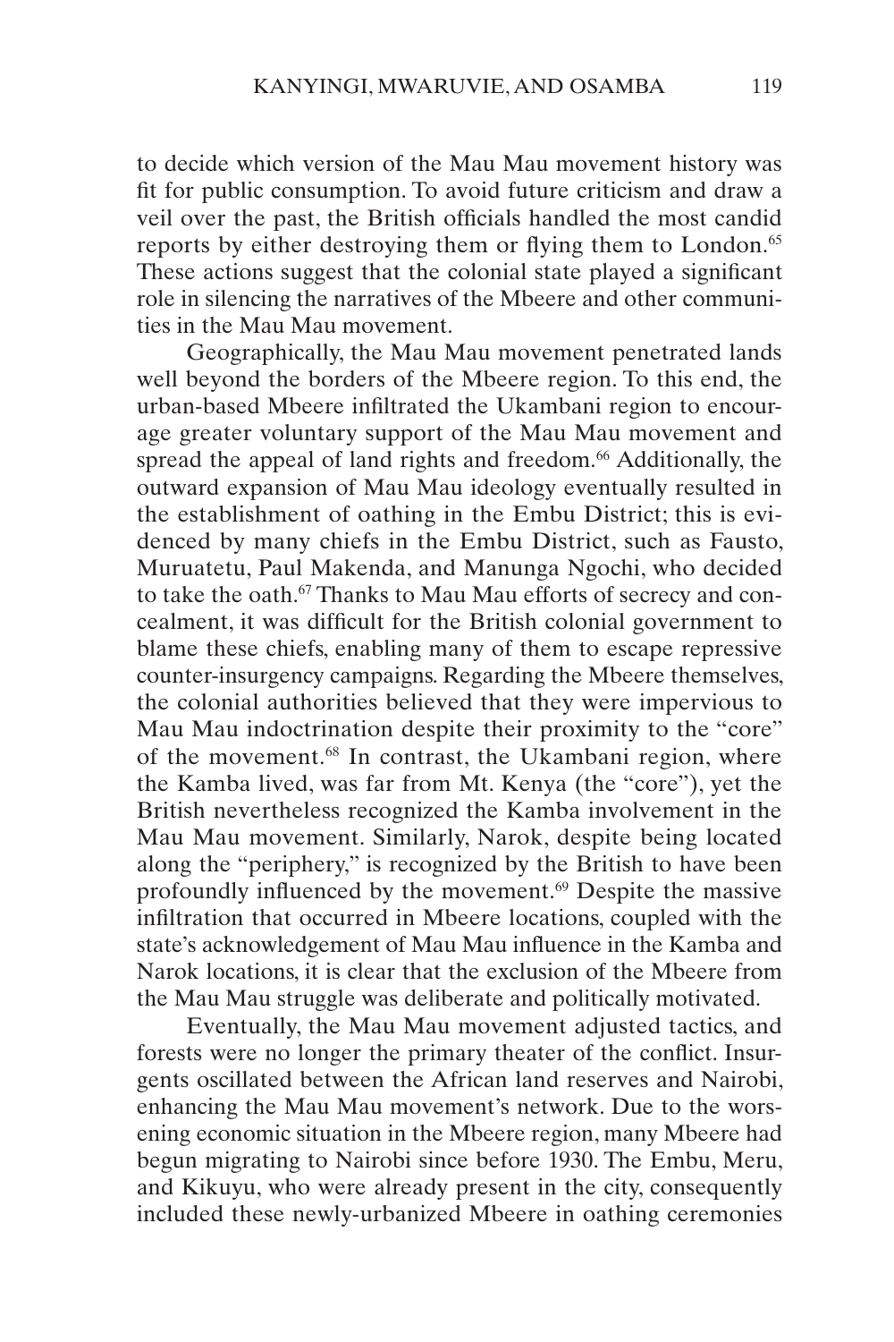to decide which version of the Mau Mau movement history was fit for public consumption. To avoid future criticism and draw a veil over the past, the British officials handled the most candid reports by either destroying them or flying them to London.[65] These actions suggest that the colonial state played a significant role in silencing the narratives of the Mbeere and other communities in the Mau Mau movement.

Geographically, the Mau Mau movement penetrated lands well beyond the borders of the Mbeere region. To this end, the urban-based Mbeere infiltrated the Ukambani region to encourage greater voluntary support of the Mau Mau movement and spread the appeal of land rights and freedom.[66] Additionally, the outward expansion of Mau Mau ideology eventually resulted in the establishment of oathing in the Embu District; this is evidenced by many chiefs in the Embu District, such as Fausto, Muruatetu, Paul Makenda, and Manunga Ngochi, who decided to take the oath.[67] Thanks to Mau Mau efforts of secrecy and concealment, it was difficult for the British colonial government to blame these chiefs, enabling many of them to escape repressive counter-insurgency campaigns. Regarding the Mbeere themselves, the colonial authorities believed that they were impervious to Mau Mau indoctrination despite their proximity to the "core" of the movement.[68] In contrast, the Ukambani region, where the Kamba lived, was far from Mt. Kenya (the "core"), yet the British nevertheless recognized the Kamba involvement in the Mau Mau movement. Similarly, Narok, despite being located along the "periphery," is recognized by the British to have been profoundly influenced by the movement.[69] Despite the massive infiltration that occurred in Mbeere locations, coupled with the state's acknowledgement of Mau Mau influence in the Kamba and Narok locations, it is clear that the exclusion of the Mbeere from the Mau Mau struggle was deliberate and politically motivated.

Eventually, the Mau Mau movement adjusted tactics, and forests were no longer the primary theater of the conflict. Insurgents oscillated between the African land reserves and Nairobi, enhancing the Mau Mau movement's network. Due to the worsening economic situation in the Mbeere region, many Mbeere had begun migrating to Nairobi since before 1930. The Embu, Meru, and Kikuyu, who were already present in the city, consequently included these newly-urbanized Mbeere in oathing ceremonies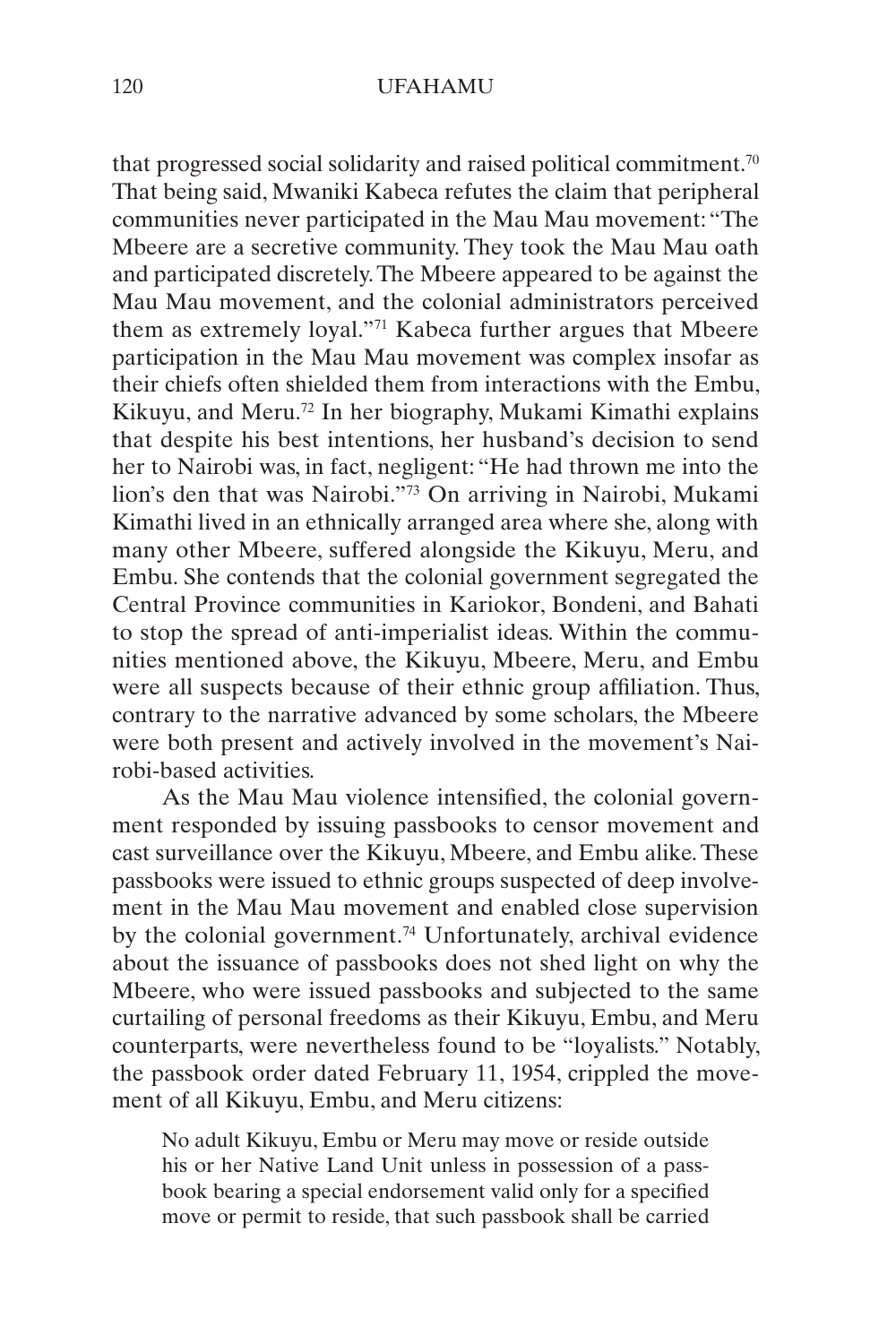that progressed social solidarity and raised political commitment.[70] That being said, Mwaniki Kabeca refutes the claim that peripheral communities never participated in the Mau Mau movement: "The Mbeere are a secretive community. They took the Mau Mau oath and participated discretely. The Mbeere appeared to be against the Mau Mau movement, and the colonial administrators perceived them as extremely loyal."[71] Kabeca further argues that Mbeere participation in the Mau Mau movement was complex insofar as their chiefs often shielded them from interactions with the Embu, Kikuyu, and Meru.[72] In her biography, Mukami Kimathi explains that despite his best intentions, her husband's decision to send her to Nairobi was, in fact, negligent: "He had thrown me into the lion's den that was Nairobi."[73] On arriving in Nairobi, Mukami Kimathi lived in an ethnically arranged area where she, along with many other Mbeere, suffered alongside the Kikuyu, Meru, and Embu. She contends that the colonial government segregated the Central Province communities in Kariokor, Bondeni, and Bahati to stop the spread of anti-imperialist ideas. Within the communities mentioned above, the Kikuyu, Mbeere, Meru, and Embu were all suspects because of their ethnic group affiliation. Thus, contrary to the narrative advanced by some scholars, the Mbeere were both present and actively involved in the movement's Nairobi-based activities.

As the Mau Mau violence intensified, the colonial government responded by issuing passbooks to censor movement and cast surveillance over the Kikuyu, Mbeere, and Embu alike. These passbooks were issued to ethnic groups suspected of deep involvement in the Mau Mau movement and enabled close supervision by the colonial government.[74] Unfortunately, archival evidence about the issuance of passbooks does not shed light on why the Mbeere, who were issued passbooks and subjected to the same curtailing of personal freedoms as their Kikuyu, Embu, and Meru counterparts, were nevertheless found to be "loyalists." Notably, the passbook order dated February 11, 1954, crippled the movement of all Kikuyu, Embu, and Meru citizens:

> No adult Kikuyu, Embu or Meru may move or reside outside his or her Native Land Unit unless in possession of a passbook bearing a special endorsement valid only for a specified move or permit to reside, that such passbook shall be carried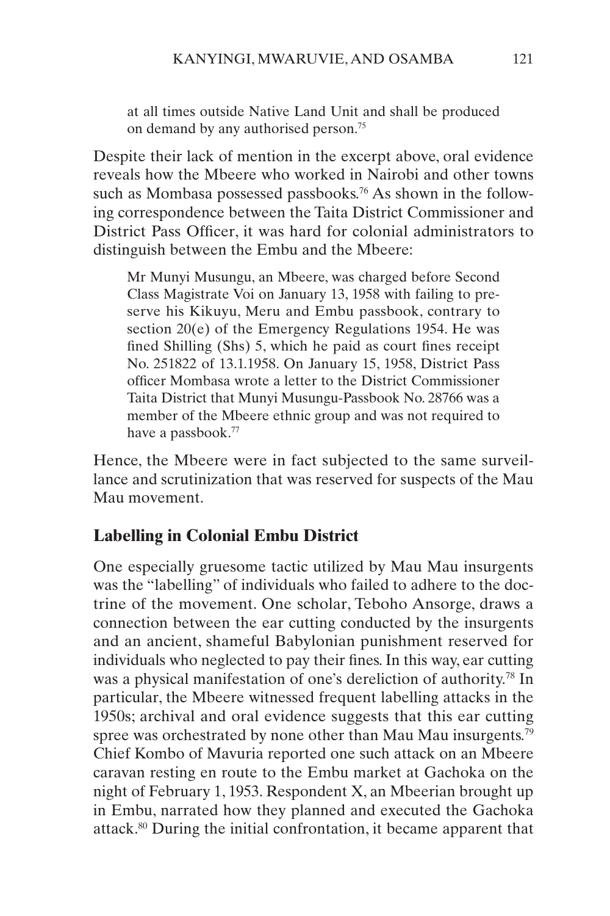> at all times outside Native Land Unit and shall be produced on demand by any authorised person.[75]

Despite their lack of mention in the excerpt above, oral evidence reveals how the Mbeere who worked in Nairobi and other towns such as Mombasa possessed passbooks.[76] As shown in the following correspondence between the Taita District Commissioner and District Pass Officer, it was hard for colonial administrators to distinguish between the Embu and the Mbeere:

> Mr Munyi Musungu, an Mbeere, was charged before Second Class Magistrate Voi on January 13, 1958 with failing to preserve his Kikuyu, Meru and Embu passbook, contrary to section 20(e) of the Emergency Regulations 1954. He was fined Shilling (Shs) 5, which he paid as court fines receipt No. 251822 of 13.1.1958. On January 15, 1958, District Pass officer Mombasa wrote a letter to the District Commissioner Taita District that Munyi Musungu-Passbook No. 28766 was a member of the Mbeere ethnic group and was not required to have a passbook.[77]

Hence, the Mbeere were in fact subjected to the same surveillance and scrutinization that was reserved for suspects of the Mau Mau movement.

## Labelling in Colonial Embu District

One especially gruesome tactic utilized by Mau Mau insurgents was the "labelling" of individuals who failed to adhere to the doctrine of the movement. One scholar, Teboho Ansorge, draws a connection between the ear cutting conducted by the insurgents and an ancient, shameful Babylonian punishment reserved for individuals who neglected to pay their fines. In this way, ear cutting was a physical manifestation of one's dereliction of authority.[78] In particular, the Mbeere witnessed frequent labelling attacks in the 1950s; archival and oral evidence suggests that this ear cutting spree was orchestrated by none other than Mau Mau insurgents.[79] Chief Kombo of Mavuria reported one such attack on an Mbeere caravan resting en route to the Embu market at Gachoka on the night of February 1, 1953. Respondent X, an Mbeerian brought up in Embu, narrated how they planned and executed the Gachoka attack.[80] During the initial confrontation, it became apparent that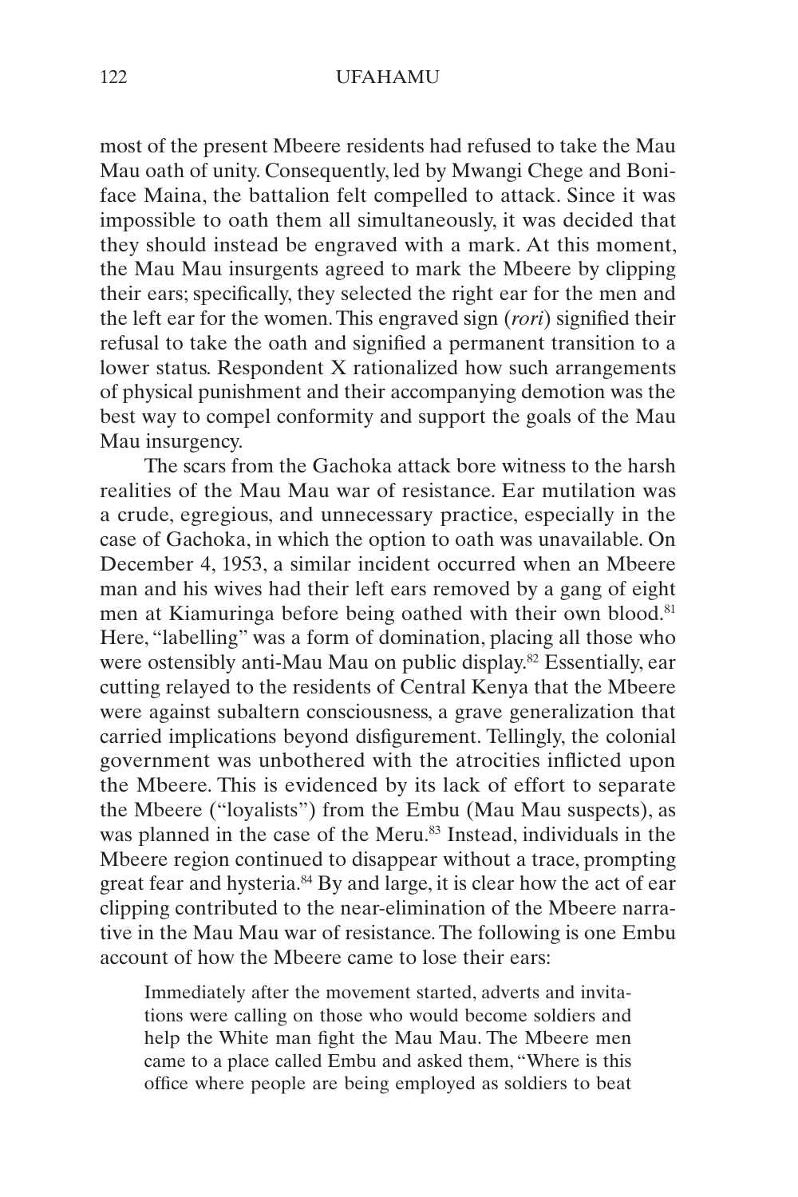most of the present Mbeere residents had refused to take the Mau Mau oath of unity. Consequently, led by Mwangi Chege and Boniface Maina, the battalion felt compelled to attack. Since it was impossible to oath them all simultaneously, it was decided that they should instead be engraved with a mark. At this moment, the Mau Mau insurgents agreed to mark the Mbeere by clipping their ears; specifically, they selected the right ear for the men and the left ear for the women. This engraved sign (*rori*) signified their refusal to take the oath and signified a permanent transition to a lower status. Respondent X rationalized how such arrangements of physical punishment and their accompanying demotion was the best way to compel conformity and support the goals of the Mau Mau insurgency.

The scars from the Gachoka attack bore witness to the harsh realities of the Mau Mau war of resistance. Ear mutilation was a crude, egregious, and unnecessary practice, especially in the case of Gachoka, in which the option to oath was unavailable. On December 4, 1953, a similar incident occurred when an Mbeere man and his wives had their left ears removed by a gang of eight men at Kiamuringa before being oathed with their own blood.[81] Here, "labelling" was a form of domination, placing all those who were ostensibly anti-Mau Mau on public display.[82] Essentially, ear cutting relayed to the residents of Central Kenya that the Mbeere were against subaltern consciousness, a grave generalization that carried implications beyond disfigurement. Tellingly, the colonial government was unbothered with the atrocities inflicted upon the Mbeere. This is evidenced by its lack of effort to separate the Mbeere ("loyalists") from the Embu (Mau Mau suspects), as was planned in the case of the Meru.[83] Instead, individuals in the Mbeere region continued to disappear without a trace, prompting great fear and hysteria.[84] By and large, it is clear how the act of ear clipping contributed to the near-elimination of the Mbeere narrative in the Mau Mau war of resistance. The following is one Embu account of how the Mbeere came to lose their ears:

> Immediately after the movement started, adverts and invitations were calling on those who would become soldiers and help the White man fight the Mau Mau. The Mbeere men came to a place called Embu and asked them, "Where is this office where people are being employed as soldiers to beat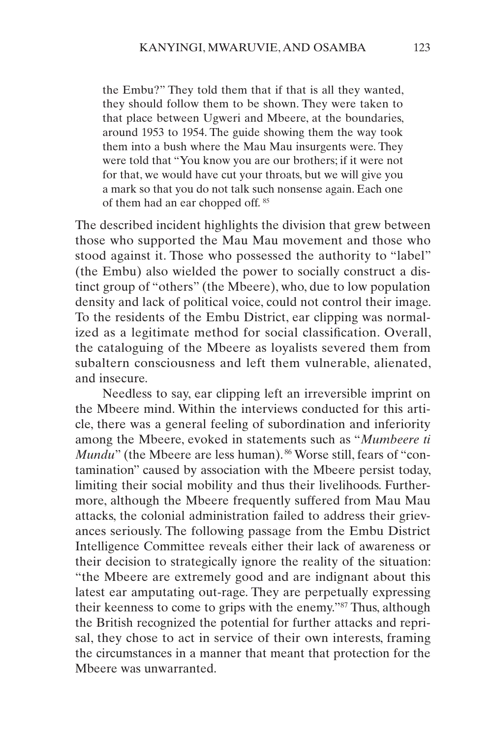> the Embu?" They told them that if that is all they wanted, they should follow them to be shown. They were taken to that place between Ugweri and Mbeere, at the boundaries, around 1953 to 1954. The guide showing them the way took them into a bush where the Mau Mau insurgents were. They were told that "You know you are our brothers; if it were not for that, we would have cut your throats, but we will give you a mark so that you do not talk such nonsense again. Each one of them had an ear chopped off. [85]

The described incident highlights the division that grew between those who supported the Mau Mau movement and those who stood against it. Those who possessed the authority to "label" (the Embu) also wielded the power to socially construct a distinct group of "others" (the Mbeere), who, due to low population density and lack of political voice, could not control their image. To the residents of the Embu District, ear clipping was normalized as a legitimate method for social classification. Overall, the cataloguing of the Mbeere as loyalists severed them from subaltern consciousness and left them vulnerable, alienated, and insecure.

Needless to say, ear clipping left an irreversible imprint on the Mbeere mind. Within the interviews conducted for this article, there was a general feeling of subordination and inferiority among the Mbeere, evoked in statements such as "*Mumbeere ti Mundu*" (the Mbeere are less human).[86] Worse still, fears of "contamination" caused by association with the Mbeere persist today, limiting their social mobility and thus their livelihoods. Furthermore, although the Mbeere frequently suffered from Mau Mau attacks, the colonial administration failed to address their grievances seriously. The following passage from the Embu District Intelligence Committee reveals either their lack of awareness or their decision to strategically ignore the reality of the situation: "the Mbeere are extremely good and are indignant about this latest ear amputating out-rage. They are perpetually expressing their keenness to come to grips with the enemy."[87] Thus, although the British recognized the potential for further attacks and reprisal, they chose to act in service of their own interests, framing the circumstances in a manner that meant that protection for the Mbeere was unwarranted.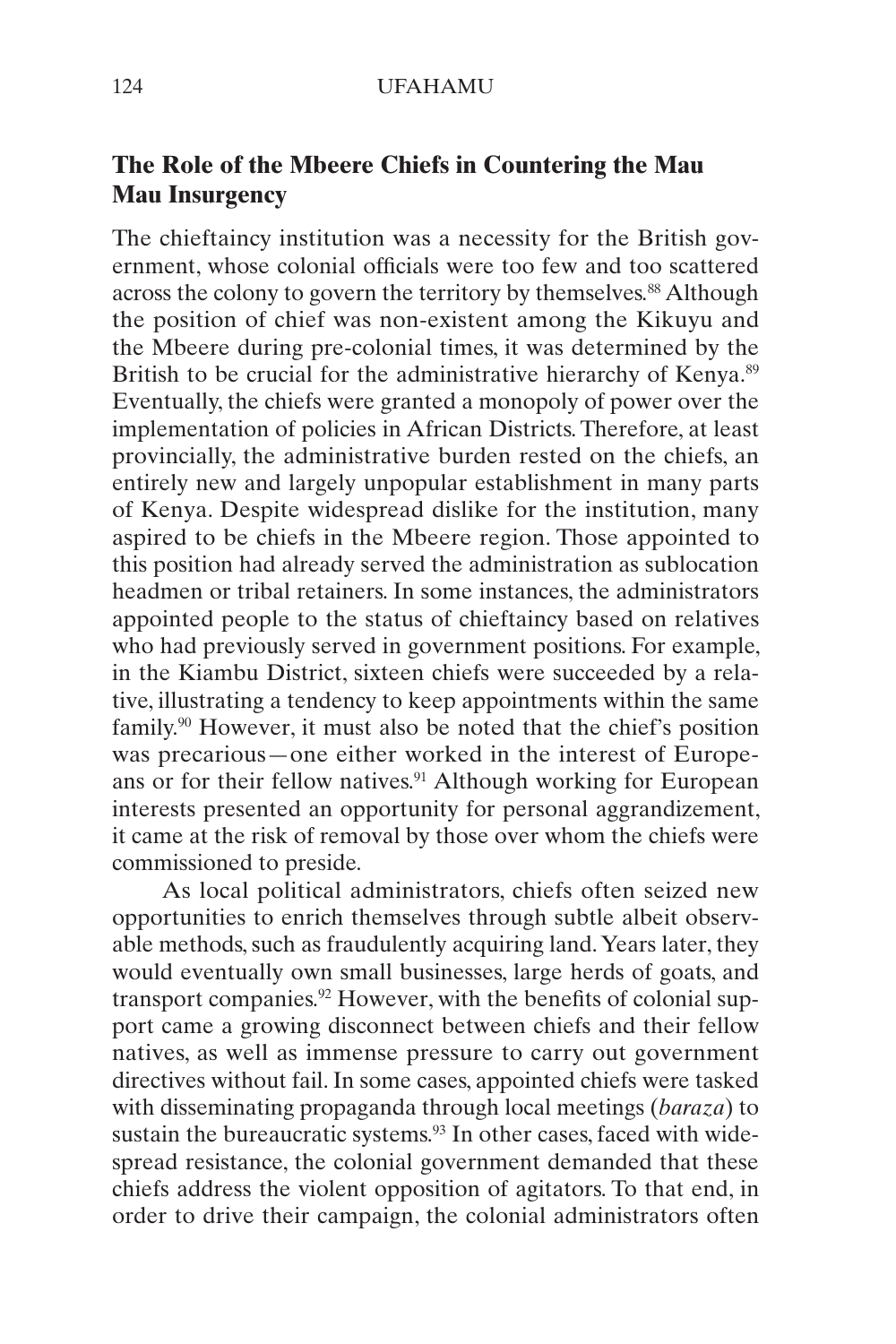## The Role of the Mbeere Chiefs in Countering the Mau Mau Insurgency

The chieftaincy institution was a necessity for the British government, whose colonial officials were too few and too scattered across the colony to govern the territory by themselves.[88] Although the position of chief was non-existent among the Kikuyu and the Mbeere during pre-colonial times, it was determined by the British to be crucial for the administrative hierarchy of Kenya.[89] Eventually, the chiefs were granted a monopoly of power over the implementation of policies in African Districts. Therefore, at least provincially, the administrative burden rested on the chiefs, an entirely new and largely unpopular establishment in many parts of Kenya. Despite widespread dislike for the institution, many aspired to be chiefs in the Mbeere region. Those appointed to this position had already served the administration as sublocation headmen or tribal retainers. In some instances, the administrators appointed people to the status of chieftaincy based on relatives who had previously served in government positions. For example, in the Kiambu District, sixteen chiefs were succeeded by a relative, illustrating a tendency to keep appointments within the same family.[90] However, it must also be noted that the chief's position was precarious—one either worked in the interest of Europeans or for their fellow natives.[91] Although working for European interests presented an opportunity for personal aggrandizement, it came at the risk of removal by those over whom the chiefs were commissioned to preside.

As local political administrators, chiefs often seized new opportunities to enrich themselves through subtle albeit observable methods, such as fraudulently acquiring land. Years later, they would eventually own small businesses, large herds of goats, and transport companies.[92] However, with the benefits of colonial support came a growing disconnect between chiefs and their fellow natives, as well as immense pressure to carry out government directives without fail. In some cases, appointed chiefs were tasked with disseminating propaganda through local meetings (*baraza*) to sustain the bureaucratic systems.[93] In other cases, faced with widespread resistance, the colonial government demanded that these chiefs address the violent opposition of agitators. To that end, in order to drive their campaign, the colonial administrators often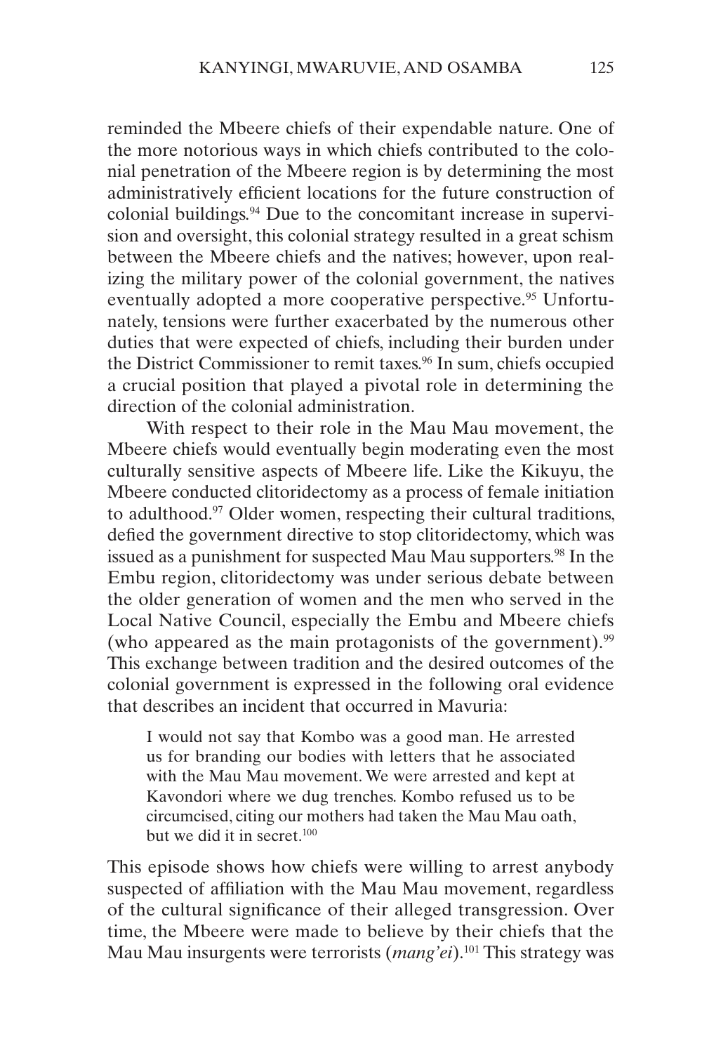reminded the Mbeere chiefs of their expendable nature. One of the more notorious ways in which chiefs contributed to the colonial penetration of the Mbeere region is by determining the most administratively efficient locations for the future construction of colonial buildings.[94] Due to the concomitant increase in supervision and oversight, this colonial strategy resulted in a great schism between the Mbeere chiefs and the natives; however, upon realizing the military power of the colonial government, the natives eventually adopted a more cooperative perspective.[95] Unfortunately, tensions were further exacerbated by the numerous other duties that were expected of chiefs, including their burden under the District Commissioner to remit taxes.[96] In sum, chiefs occupied a crucial position that played a pivotal role in determining the direction of the colonial administration.

With respect to their role in the Mau Mau movement, the Mbeere chiefs would eventually begin moderating even the most culturally sensitive aspects of Mbeere life. Like the Kikuyu, the Mbeere conducted clitoridectomy as a process of female initiation to adulthood.[97] Older women, respecting their cultural traditions, defied the government directive to stop clitoridectomy, which was issued as a punishment for suspected Mau Mau supporters.[98] In the Embu region, clitoridectomy was under serious debate between the older generation of women and the men who served in the Local Native Council, especially the Embu and Mbeere chiefs (who appeared as the main protagonists of the government).[99] This exchange between tradition and the desired outcomes of the colonial government is expressed in the following oral evidence that describes an incident that occurred in Mavuria:

> I would not say that Kombo was a good man. He arrested us for branding our bodies with letters that he associated with the Mau Mau movement. We were arrested and kept at Kavondori where we dug trenches. Kombo refused us to be circumcised, citing our mothers had taken the Mau Mau oath, but we did it in secret.[100]

This episode shows how chiefs were willing to arrest anybody suspected of affiliation with the Mau Mau movement, regardless of the cultural significance of their alleged transgression. Over time, the Mbeere were made to believe by their chiefs that the Mau Mau insurgents were terrorists (*mang'ei*).[101] This strategy was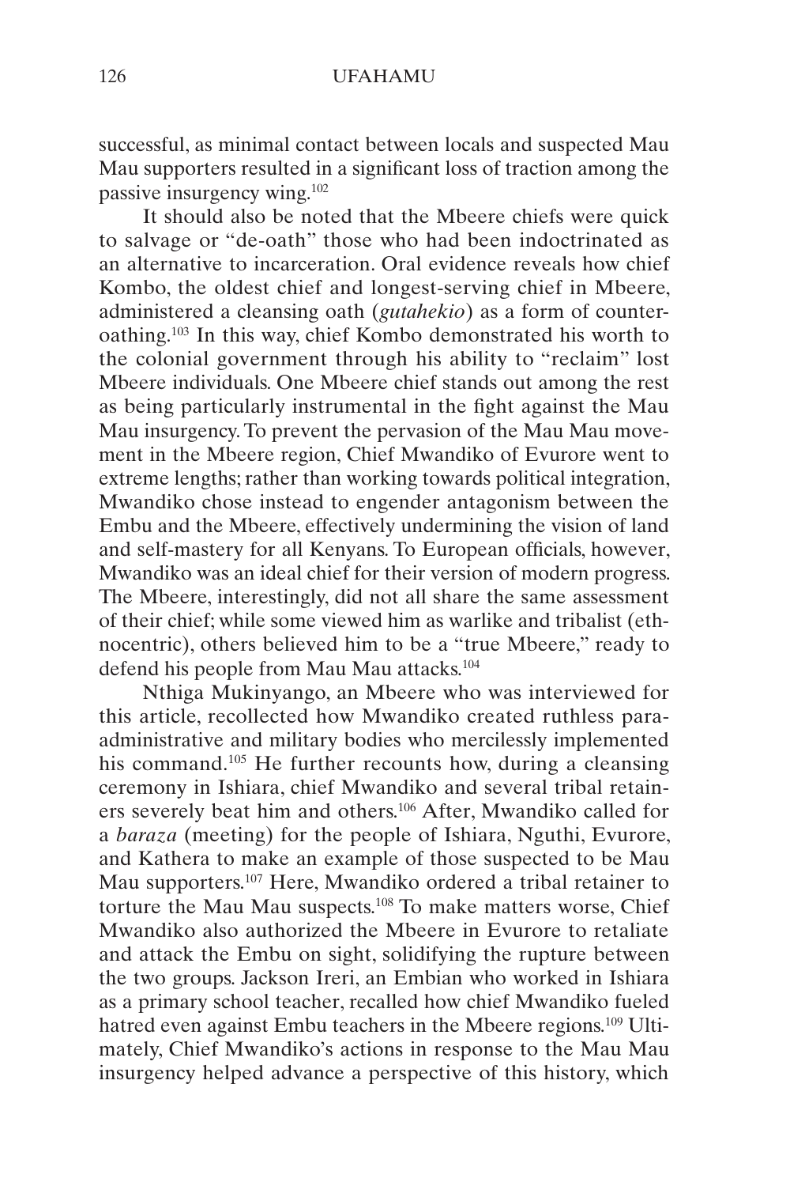successful, as minimal contact between locals and suspected Mau Mau supporters resulted in a significant loss of traction among the passive insurgency wing.[102]

It should also be noted that the Mbeere chiefs were quick to salvage or "de-oath" those who had been indoctrinated as an alternative to incarceration. Oral evidence reveals how chief Kombo, the oldest chief and longest-serving chief in Mbeere, administered a cleansing oath (*gutahekio*) as a form of counter-oathing.[103] In this way, chief Kombo demonstrated his worth to the colonial government through his ability to "reclaim" lost Mbeere individuals. One Mbeere chief stands out among the rest as being particularly instrumental in the fight against the Mau Mau insurgency. To prevent the pervasion of the Mau Mau movement in the Mbeere region, Chief Mwandiko of Evurore went to extreme lengths; rather than working towards political integration, Mwandiko chose instead to engender antagonism between the Embu and the Mbeere, effectively undermining the vision of land and self-mastery for all Kenyans. To European officials, however, Mwandiko was an ideal chief for their version of modern progress. The Mbeere, interestingly, did not all share the same assessment of their chief; while some viewed him as warlike and tribalist (ethnocentric), others believed him to be a "true Mbeere," ready to defend his people from Mau Mau attacks.[104]

Nthiga Mukinyango, an Mbeere who was interviewed for this article, recollected how Mwandiko created ruthless para-administrative and military bodies who mercilessly implemented his command.[105] He further recounts how, during a cleansing ceremony in Ishiara, chief Mwandiko and several tribal retainers severely beat him and others.[106] After, Mwandiko called for a *baraza* (meeting) for the people of Ishiara, Nguthi, Evurore, and Kathera to make an example of those suspected to be Mau Mau supporters.[107] Here, Mwandiko ordered a tribal retainer to torture the Mau Mau suspects.[108] To make matters worse, Chief Mwandiko also authorized the Mbeere in Evurore to retaliate and attack the Embu on sight, solidifying the rupture between the two groups. Jackson Ireri, an Embian who worked in Ishiara as a primary school teacher, recalled how chief Mwandiko fueled hatred even against Embu teachers in the Mbeere regions.[109] Ultimately, Chief Mwandiko's actions in response to the Mau Mau insurgency helped advance a perspective of this history, which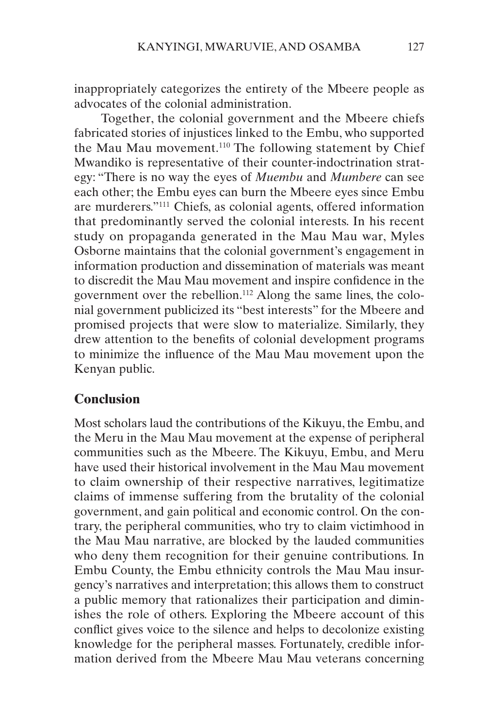inappropriately categorizes the entirety of the Mbeere people as advocates of the colonial administration.

Together, the colonial government and the Mbeere chiefs fabricated stories of injustices linked to the Embu, who supported the Mau Mau movement.[110] The following statement by Chief Mwandiko is representative of their counter-indoctrination strategy: "There is no way the eyes of *Muembu* and *Mumbere* can see each other; the Embu eyes can burn the Mbeere eyes since Embu are murderers."[111] Chiefs, as colonial agents, offered information that predominantly served the colonial interests. In his recent study on propaganda generated in the Mau Mau war, Myles Osborne maintains that the colonial government's engagement in information production and dissemination of materials was meant to discredit the Mau Mau movement and inspire confidence in the government over the rebellion.[112] Along the same lines, the colonial government publicized its "best interests" for the Mbeere and promised projects that were slow to materialize. Similarly, they drew attention to the benefits of colonial development programs to minimize the influence of the Mau Mau movement upon the Kenyan public.

## Conclusion

Most scholars laud the contributions of the Kikuyu, the Embu, and the Meru in the Mau Mau movement at the expense of peripheral communities such as the Mbeere. The Kikuyu, Embu, and Meru have used their historical involvement in the Mau Mau movement to claim ownership of their respective narratives, legitimatize claims of immense suffering from the brutality of the colonial government, and gain political and economic control. On the contrary, the peripheral communities, who try to claim victimhood in the Mau Mau narrative, are blocked by the lauded communities who deny them recognition for their genuine contributions. In Embu County, the Embu ethnicity controls the Mau Mau insurgency's narratives and interpretation; this allows them to construct a public memory that rationalizes their participation and diminishes the role of others. Exploring the Mbeere account of this conflict gives voice to the silence and helps to decolonize existing knowledge for the peripheral masses. Fortunately, credible information derived from the Mbeere Mau Mau veterans concerning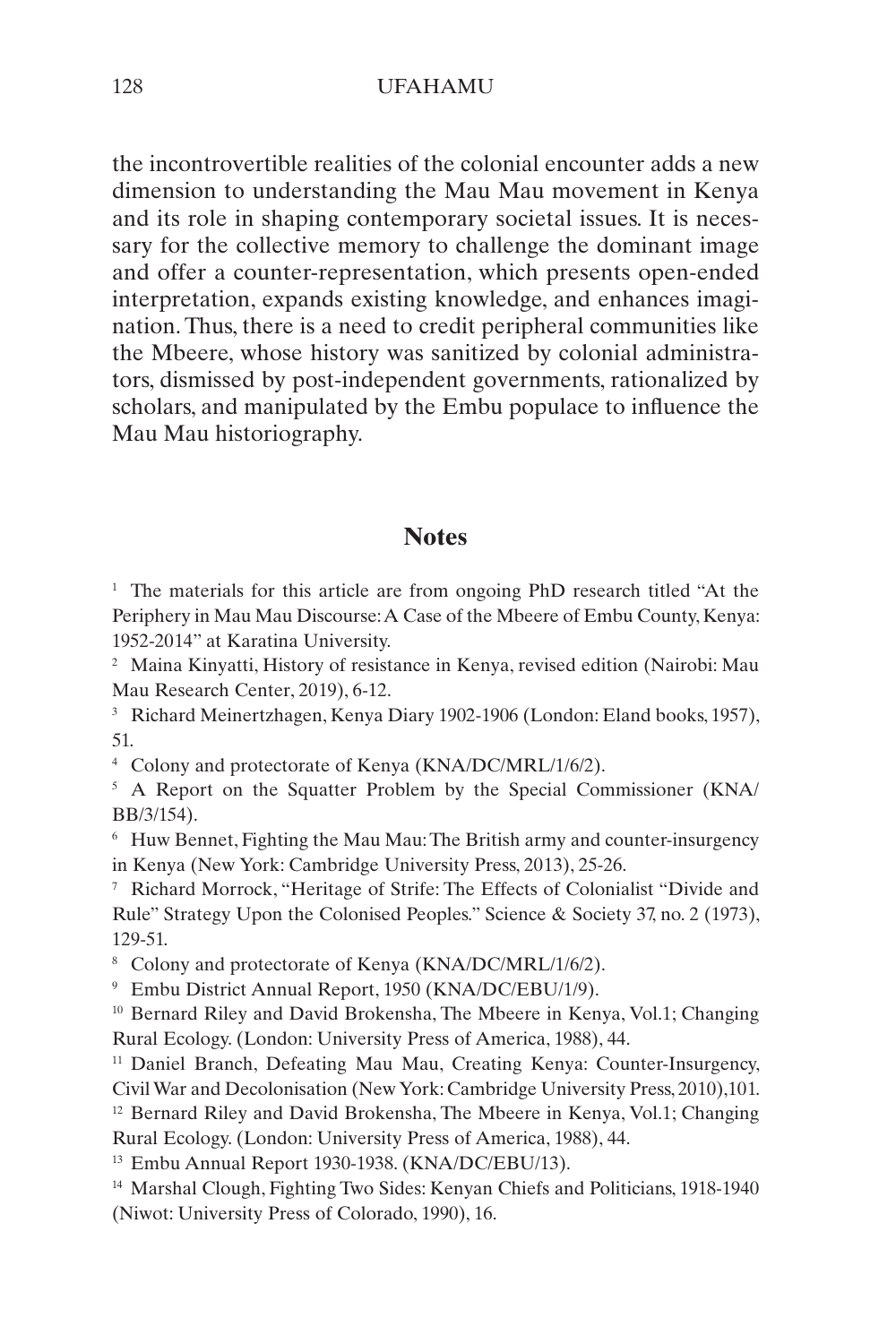the incontrovertible realities of the colonial encounter adds a new dimension to understanding the Mau Mau movement in Kenya and its role in shaping contemporary societal issues. It is necessary for the collective memory to challenge the dominant image and offer a counter-representation, which presents open-ended interpretation, expands existing knowledge, and enhances imagination. Thus, there is a need to credit peripheral communities like the Mbeere, whose history was sanitized by colonial administrators, dismissed by post-independent governments, rationalized by scholars, and manipulated by the Embu populace to influence the Mau Mau historiography.

## Notes

[1] The materials for this article are from ongoing PhD research titled "At the Periphery in Mau Mau Discourse: A Case of the Mbeere of Embu County, Kenya: 1952-2014" at Karatina University.

[2] Maina Kinyatti, History of resistance in Kenya, revised edition (Nairobi: Mau Mau Research Center, 2019), 6-12.

[3] Richard Meinertzhagen, Kenya Diary 1902-1906 (London: Eland books, 1957), 51.

[4] Colony and protectorate of Kenya (KNA/DC/MRL/1/6/2).

[5] A Report on the Squatter Problem by the Special Commissioner (KNA/BB/3/154).

[6] Huw Bennet, Fighting the Mau Mau: The British army and counter-insurgency in Kenya (New York: Cambridge University Press, 2013), 25-26.

[7] Richard Morrock, "Heritage of Strife: The Effects of Colonialist "Divide and Rule" Strategy Upon the Colonised Peoples." Science & Society 37, no. 2 (1973), 129-51.

[8] Colony and protectorate of Kenya (KNA/DC/MRL/1/6/2).

[9] Embu District Annual Report, 1950 (KNA/DC/EBU/1/9).

[10] Bernard Riley and David Brokensha, The Mbeere in Kenya, Vol.1; Changing Rural Ecology. (London: University Press of America, 1988), 44.

[11] Daniel Branch, Defeating Mau Mau, Creating Kenya: Counter-Insurgency, Civil War and Decolonisation (New York: Cambridge University Press, 2010),101.

[12] Bernard Riley and David Brokensha, The Mbeere in Kenya, Vol.1; Changing Rural Ecology. (London: University Press of America, 1988), 44.

[13] Embu Annual Report 1930-1938. (KNA/DC/EBU/13).

[14] Marshal Clough, Fighting Two Sides: Kenyan Chiefs and Politicians, 1918-1940 (Niwot: University Press of Colorado, 1990), 16.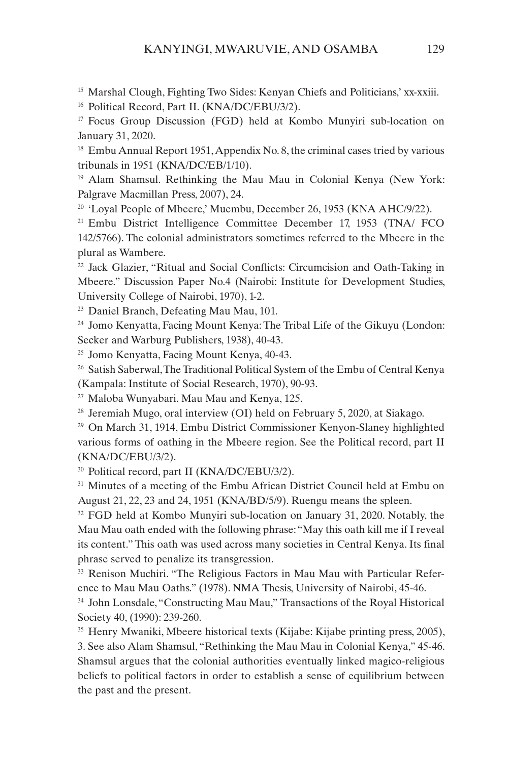[15] Marshal Clough, Fighting Two Sides: Kenyan Chiefs and Politicians,' xx-xxiii.

[16] Political Record, Part II. (KNA/DC/EBU/3/2).

[17] Focus Group Discussion (FGD) held at Kombo Munyiri sub-location on January 31, 2020.

[18] Embu Annual Report 1951, Appendix No. 8, the criminal cases tried by various tribunals in 1951 (KNA/DC/EB/1/10).

[19] Alam Shamsul. Rethinking the Mau Mau in Colonial Kenya (New York: Palgrave Macmillan Press, 2007), 24.

[20] 'Loyal People of Mbeere,' Muembu, December 26, 1953 (KNA AHC/9/22).

[21] Embu District Intelligence Committee December 17, 1953 (TNA/ FCO 142/5766). The colonial administrators sometimes referred to the Mbeere in the plural as Wambere.

[22] Jack Glazier, "Ritual and Social Conflicts: Circumcision and Oath-Taking in Mbeere." Discussion Paper No.4 (Nairobi: Institute for Development Studies, University College of Nairobi, 1970), 1-2.

[23] Daniel Branch, Defeating Mau Mau, 101.

[24] Jomo Kenyatta, Facing Mount Kenya: The Tribal Life of the Gikuyu (London: Secker and Warburg Publishers, 1938), 40-43.

[25] Jomo Kenyatta, Facing Mount Kenya, 40-43.

[26] Satish Saberwal, The Traditional Political System of the Embu of Central Kenya (Kampala: Institute of Social Research, 1970), 90-93.

[27] Maloba Wunyabari. Mau Mau and Kenya, 125.

[28] Jeremiah Mugo, oral interview (OI) held on February 5, 2020, at Siakago.

[29] On March 31, 1914, Embu District Commissioner Kenyon-Slaney highlighted various forms of oathing in the Mbeere region. See the Political record, part II (KNA/DC/EBU/3/2).

[30] Political record, part II (KNA/DC/EBU/3/2).

[31] Minutes of a meeting of the Embu African District Council held at Embu on August 21, 22, 23 and 24, 1951 (KNA/BD/5/9). Ruengu means the spleen.

[32] FGD held at Kombo Munyiri sub-location on January 31, 2020. Notably, the Mau Mau oath ended with the following phrase: "May this oath kill me if I reveal its content." This oath was used across many societies in Central Kenya. Its final phrase served to penalize its transgression.

[33] Renison Muchiri. "The Religious Factors in Mau Mau with Particular Reference to Mau Mau Oaths." (1978). NMA Thesis, University of Nairobi, 45-46.

[34] John Lonsdale, "Constructing Mau Mau," Transactions of the Royal Historical Society 40, (1990): 239-260.

[35] Henry Mwaniki, Mbeere historical texts (Kijabe: Kijabe printing press, 2005), 3. See also Alam Shamsul, "Rethinking the Mau Mau in Colonial Kenya," 45-46. Shamsul argues that the colonial authorities eventually linked magico-religious beliefs to political factors in order to establish a sense of equilibrium between the past and the present.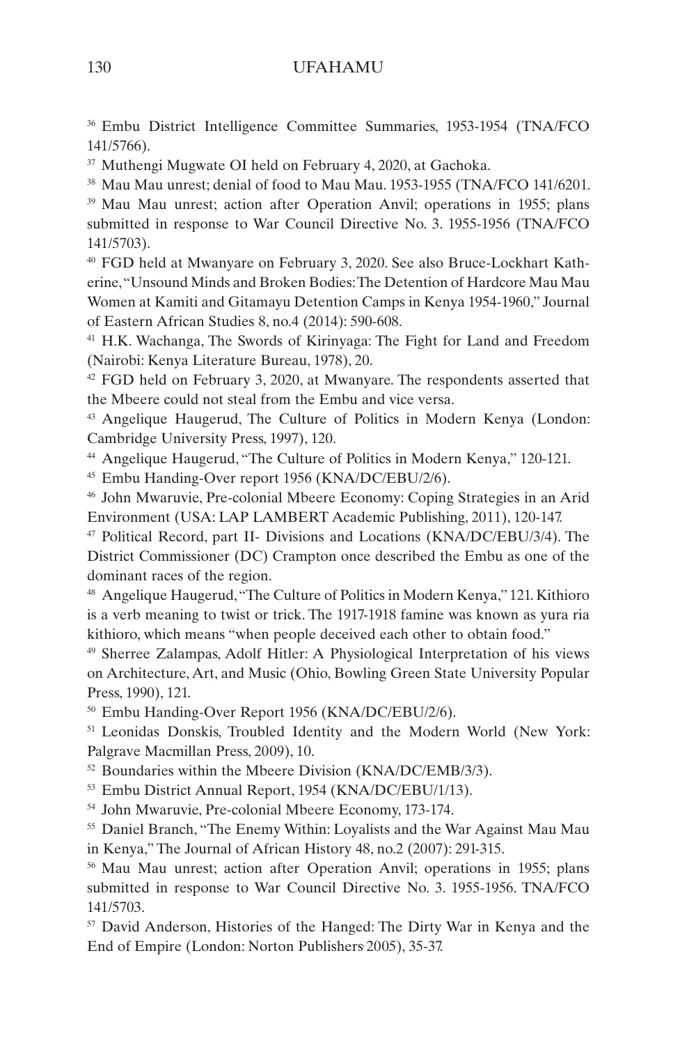[36] Embu District Intelligence Committee Summaries, 1953-1954 (TNA/FCO 141/5766).

[37] Muthengi Mugwate OI held on February 4, 2020, at Gachoka.

[38] Mau Mau unrest; denial of food to Mau Mau. 1953-1955 (TNA/FCO 141/6201.

[39] Mau Mau unrest; action after Operation Anvil; operations in 1955; plans submitted in response to War Council Directive No. 3. 1955-1956 (TNA/FCO 141/5703).

[40] FGD held at Mwanyare on February 3, 2020. See also Bruce-Lockhart Katherine, "Unsound Minds and Broken Bodies: The Detention of Hardcore Mau Mau Women at Kamiti and Gitamayu Detention Camps in Kenya 1954-1960," Journal of Eastern African Studies 8, no.4 (2014): 590-608.

[41] H.K. Wachanga, The Swords of Kirinyaga: The Fight for Land and Freedom (Nairobi: Kenya Literature Bureau, 1978), 20.

[42] FGD held on February 3, 2020, at Mwanyare. The respondents asserted that the Mbeere could not steal from the Embu and vice versa.

[43] Angelique Haugerud, The Culture of Politics in Modern Kenya (London: Cambridge University Press, 1997), 120.

[44] Angelique Haugerud, "The Culture of Politics in Modern Kenya," 120-121.

[45] Embu Handing-Over report 1956 (KNA/DC/EBU/2/6).

[46] John Mwaruvie, Pre-colonial Mbeere Economy: Coping Strategies in an Arid Environment (USA: LAP LAMBERT Academic Publishing, 2011), 120-147.

[47] Political Record, part II- Divisions and Locations (KNA/DC/EBU/3/4). The District Commissioner (DC) Crampton once described the Embu as one of the dominant races of the region.

[48] Angelique Haugerud, "The Culture of Politics in Modern Kenya," 121. Kithioro is a verb meaning to twist or trick. The 1917-1918 famine was known as yura ria kithioro, which means "when people deceived each other to obtain food."

[49] Sherree Zalampas, Adolf Hitler: A Physiological Interpretation of his views on Architecture, Art, and Music (Ohio, Bowling Green State University Popular Press, 1990), 121.

[50] Embu Handing-Over Report 1956 (KNA/DC/EBU/2/6).

[51] Leonidas Donskis, Troubled Identity and the Modern World (New York: Palgrave Macmillan Press, 2009), 10.

[52] Boundaries within the Mbeere Division (KNA/DC/EMB/3/3).

[53] Embu District Annual Report, 1954 (KNA/DC/EBU/1/13).

[54] John Mwaruvie, Pre-colonial Mbeere Economy, 173-174.

[55] Daniel Branch, "The Enemy Within: Loyalists and the War Against Mau Mau in Kenya," The Journal of African History 48, no.2 (2007): 291-315.

[56] Mau Mau unrest; action after Operation Anvil; operations in 1955; plans submitted in response to War Council Directive No. 3. 1955-1956. TNA/FCO 141/5703.

[57] David Anderson, Histories of the Hanged: The Dirty War in Kenya and the End of Empire (London: Norton Publishers 2005), 35-37.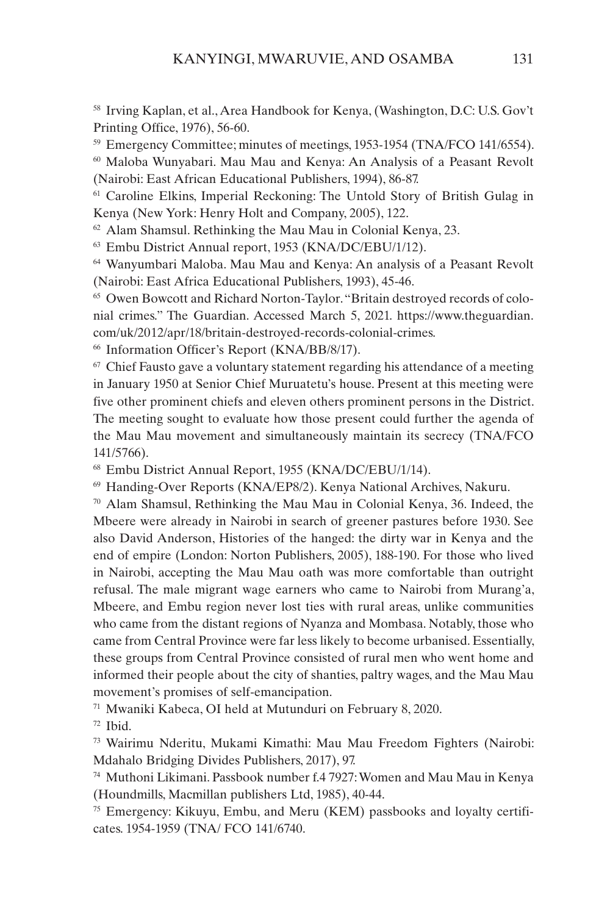[58] Irving Kaplan, et al., Area Handbook for Kenya, (Washington, D.C: U.S. Gov't Printing Office, 1976), 56-60.

[59] Emergency Committee; minutes of meetings, 1953-1954 (TNA/FCO 141/6554).

[60] Maloba Wunyabari. Mau Mau and Kenya: An Analysis of a Peasant Revolt (Nairobi: East African Educational Publishers, 1994), 86-87.

[61] Caroline Elkins, Imperial Reckoning: The Untold Story of British Gulag in Kenya (New York: Henry Holt and Company, 2005), 122.

[62] Alam Shamsul. Rethinking the Mau Mau in Colonial Kenya, 23.

[63] Embu District Annual report, 1953 (KNA/DC/EBU/1/12).

[64] Wanyumbari Maloba. Mau Mau and Kenya: An analysis of a Peasant Revolt (Nairobi: East Africa Educational Publishers, 1993), 45-46.

[65] Owen Bowcott and Richard Norton-Taylor. "Britain destroyed records of colonial crimes." The Guardian. Accessed March 5, 2021. https://www.theguardian.com/uk/2012/apr/18/britain-destroyed-records-colonial-crimes.

[66] Information Officer's Report (KNA/BB/8/17).

[67] Chief Fausto gave a voluntary statement regarding his attendance of a meeting in January 1950 at Senior Chief Muruatetu's house. Present at this meeting were five other prominent chiefs and eleven others prominent persons in the District. The meeting sought to evaluate how those present could further the agenda of the Mau Mau movement and simultaneously maintain its secrecy (TNA/FCO 141/5766).

[68] Embu District Annual Report, 1955 (KNA/DC/EBU/1/14).

[69] Handing-Over Reports (KNA/EP8/2). Kenya National Archives, Nakuru.

[70] Alam Shamsul, Rethinking the Mau Mau in Colonial Kenya, 36. Indeed, the Mbeere were already in Nairobi in search of greener pastures before 1930. See also David Anderson, Histories of the hanged: the dirty war in Kenya and the end of empire (London: Norton Publishers, 2005), 188-190. For those who lived in Nairobi, accepting the Mau Mau oath was more comfortable than outright refusal. The male migrant wage earners who came to Nairobi from Murang'a, Mbeere, and Embu region never lost ties with rural areas, unlike communities who came from the distant regions of Nyanza and Mombasa. Notably, those who came from Central Province were far less likely to become urbanised. Essentially, these groups from Central Province consisted of rural men who went home and informed their people about the city of shanties, paltry wages, and the Mau Mau movement's promises of self-emancipation.

[71] Mwaniki Kabeca, OI held at Mutunduri on February 8, 2020.

[72] Ibid.

[73] Wairimu Nderitu, Mukami Kimathi: Mau Mau Freedom Fighters (Nairobi: Mdahalo Bridging Divides Publishers, 2017), 97.

[74] Muthoni Likimani. Passbook number f.4 7927: Women and Mau Mau in Kenya (Houndmills, Macmillan publishers Ltd, 1985), 40-44.

[75] Emergency: Kikuyu, Embu, and Meru (KEM) passbooks and loyalty certificates. 1954-1959 (TNA/ FCO 141/6740.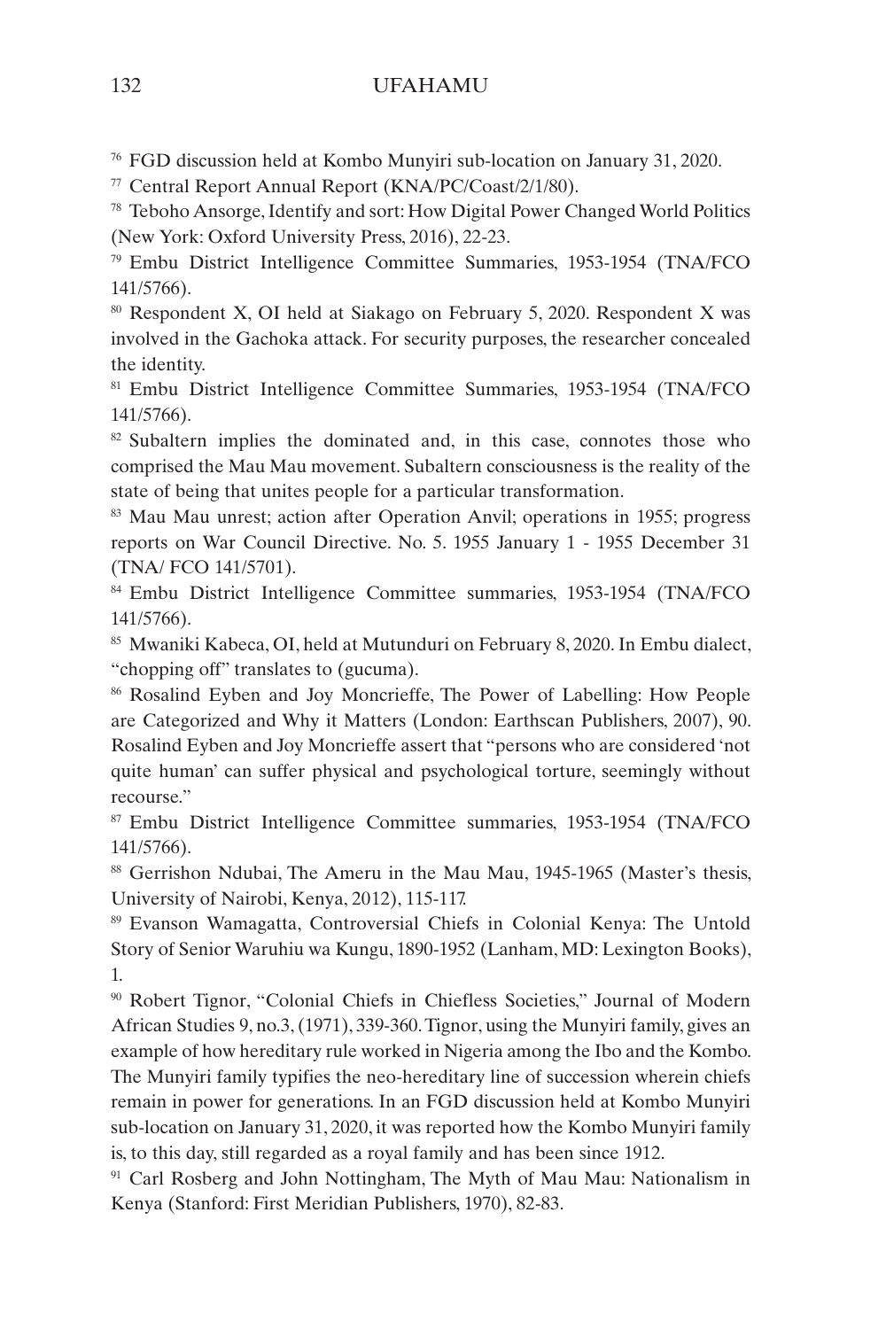[76] FGD discussion held at Kombo Munyiri sub-location on January 31, 2020.

[77] Central Report Annual Report (KNA/PC/Coast/2/1/80).

[78] Teboho Ansorge, Identify and sort: How Digital Power Changed World Politics (New York: Oxford University Press, 2016), 22-23.

[79] Embu District Intelligence Committee Summaries, 1953-1954 (TNA/FCO 141/5766).

[80] Respondent X, OI held at Siakago on February 5, 2020. Respondent X was involved in the Gachoka attack. For security purposes, the researcher concealed the identity.

[81] Embu District Intelligence Committee Summaries, 1953-1954 (TNA/FCO 141/5766).

[82] Subaltern implies the dominated and, in this case, connotes those who comprised the Mau Mau movement. Subaltern consciousness is the reality of the state of being that unites people for a particular transformation.

[83] Mau Mau unrest; action after Operation Anvil; operations in 1955; progress reports on War Council Directive. No. 5. 1955 January 1 - 1955 December 31 (TNA/ FCO 141/5701).

[84] Embu District Intelligence Committee summaries, 1953-1954 (TNA/FCO 141/5766).

[85] Mwaniki Kabeca, OI, held at Mutunduri on February 8, 2020. In Embu dialect, "chopping off" translates to (gucuma).

[86] Rosalind Eyben and Joy Moncrieffe, The Power of Labelling: How People are Categorized and Why it Matters (London: Earthscan Publishers, 2007), 90. Rosalind Eyben and Joy Moncrieffe assert that "persons who are considered 'not quite human' can suffer physical and psychological torture, seemingly without recourse."

[87] Embu District Intelligence Committee summaries, 1953-1954 (TNA/FCO 141/5766).

[88] Gerrishon Ndubai, The Ameru in the Mau Mau, 1945-1965 (Master's thesis, University of Nairobi, Kenya, 2012), 115-117.

[89] Evanson Wamagatta, Controversial Chiefs in Colonial Kenya: The Untold Story of Senior Waruhiu wa Kungu, 1890-1952 (Lanham, MD: Lexington Books), 1.

[90] Robert Tignor, "Colonial Chiefs in Chiefless Societies," Journal of Modern African Studies 9, no.3, (1971), 339-360. Tignor, using the Munyiri family, gives an example of how hereditary rule worked in Nigeria among the Ibo and the Kombo. The Munyiri family typifies the neo-hereditary line of succession wherein chiefs remain in power for generations. In an FGD discussion held at Kombo Munyiri sub-location on January 31, 2020, it was reported how the Kombo Munyiri family is, to this day, still regarded as a royal family and has been since 1912.

[91] Carl Rosberg and John Nottingham, The Myth of Mau Mau: Nationalism in Kenya (Stanford: First Meridian Publishers, 1970), 82-83.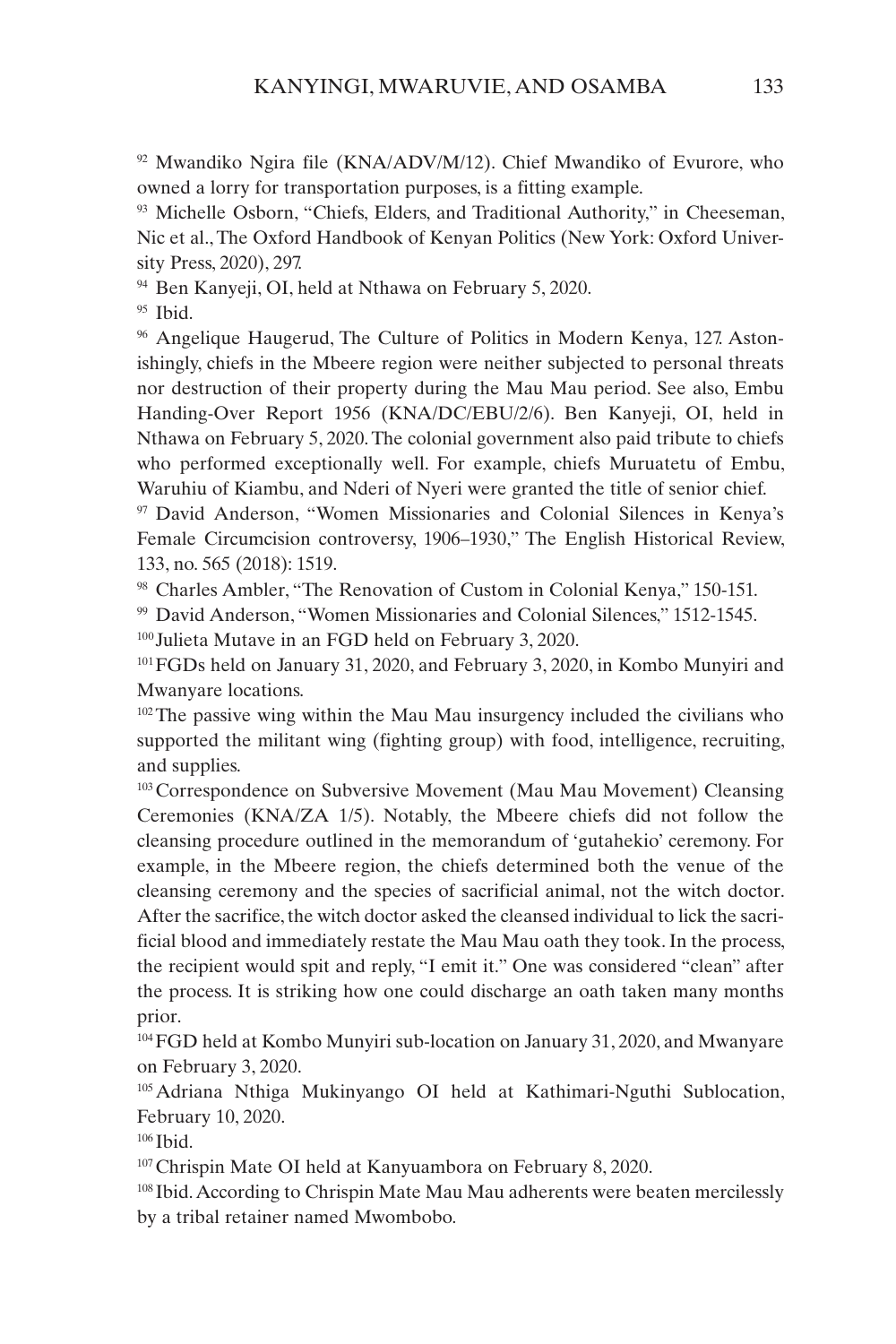[92] Mwandiko Ngira file (KNA/ADV/M/12). Chief Mwandiko of Evurore, who owned a lorry for transportation purposes, is a fitting example.

[93] Michelle Osborn, "Chiefs, Elders, and Traditional Authority," in Cheeseman, Nic et al., The Oxford Handbook of Kenyan Politics (New York: Oxford University Press, 2020), 297.

[94] Ben Kanyeji, OI, held at Nthawa on February 5, 2020.

[95] Ibid.

[96] Angelique Haugerud, The Culture of Politics in Modern Kenya, 127. Astonishingly, chiefs in the Mbeere region were neither subjected to personal threats nor destruction of their property during the Mau Mau period. See also, Embu Handing-Over Report 1956 (KNA/DC/EBU/2/6). Ben Kanyeji, OI, held in Nthawa on February 5, 2020. The colonial government also paid tribute to chiefs who performed exceptionally well. For example, chiefs Muruatetu of Embu, Waruhiu of Kiambu, and Nderi of Nyeri were granted the title of senior chief.

[97] David Anderson, "Women Missionaries and Colonial Silences in Kenya's Female Circumcision controversy, 1906–1930," The English Historical Review, 133, no. 565 (2018): 1519.

[98] Charles Ambler, "The Renovation of Custom in Colonial Kenya," 150-151.

[99] David Anderson, "Women Missionaries and Colonial Silences," 1512-1545.

[100] Julieta Mutave in an FGD held on February 3, 2020.

[101] FGDs held on January 31, 2020, and February 3, 2020, in Kombo Munyiri and Mwanyare locations.

[102] The passive wing within the Mau Mau insurgency included the civilians who supported the militant wing (fighting group) with food, intelligence, recruiting, and supplies.

[103] Correspondence on Subversive Movement (Mau Mau Movement) Cleansing Ceremonies (KNA/ZA 1/5). Notably, the Mbeere chiefs did not follow the cleansing procedure outlined in the memorandum of 'gutahekio' ceremony. For example, in the Mbeere region, the chiefs determined both the venue of the cleansing ceremony and the species of sacrificial animal, not the witch doctor. After the sacrifice, the witch doctor asked the cleansed individual to lick the sacrificial blood and immediately restate the Mau Mau oath they took. In the process, the recipient would spit and reply, "I emit it." One was considered "clean" after the process. It is striking how one could discharge an oath taken many months prior.

[104] FGD held at Kombo Munyiri sub-location on January 31, 2020, and Mwanyare on February 3, 2020.

[105] Adriana Nthiga Mukinyango OI held at Kathimari-Nguthi Sublocation, February 10, 2020.

[106] Ibid.

[107] Chrispin Mate OI held at Kanyuambora on February 8, 2020.

[108] Ibid. According to Chrispin Mate Mau Mau adherents were beaten mercilessly by a tribal retainer named Mwombobo.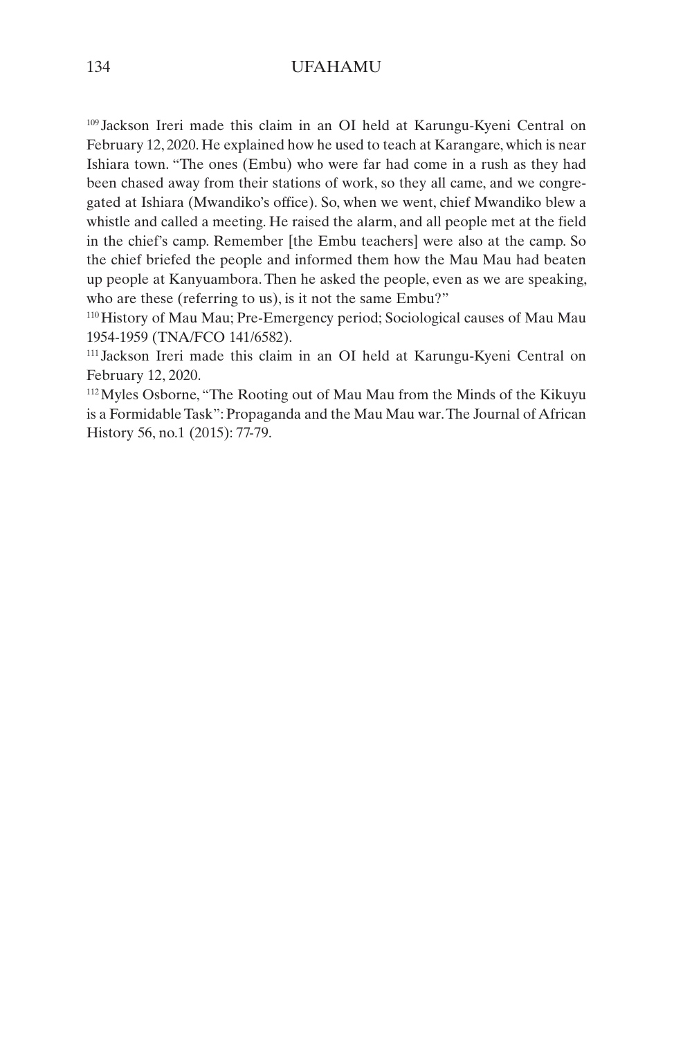[109] Jackson Ireri made this claim in an OI held at Karungu-Kyeni Central on February 12, 2020. He explained how he used to teach at Karangare, which is near Ishiara town. "The ones (Embu) who were far had come in a rush as they had been chased away from their stations of work, so they all came, and we congregated at Ishiara (Mwandiko's office). So, when we went, chief Mwandiko blew a whistle and called a meeting. He raised the alarm, and all people met at the field in the chief's camp. Remember [the Embu teachers] were also at the camp. So the chief briefed the people and informed them how the Mau Mau had beaten up people at Kanyuambora. Then he asked the people, even as we are speaking, who are these (referring to us), is it not the same Embu?"

[110] History of Mau Mau; Pre-Emergency period; Sociological causes of Mau Mau 1954-1959 (TNA/FCO 141/6582).

[111] Jackson Ireri made this claim in an OI held at Karungu-Kyeni Central on February 12, 2020.

[112] Myles Osborne, "The Rooting out of Mau Mau from the Minds of the Kikuyu is a Formidable Task": Propaganda and the Mau Mau war. The Journal of African History 56, no.1 (2015): 77-79.